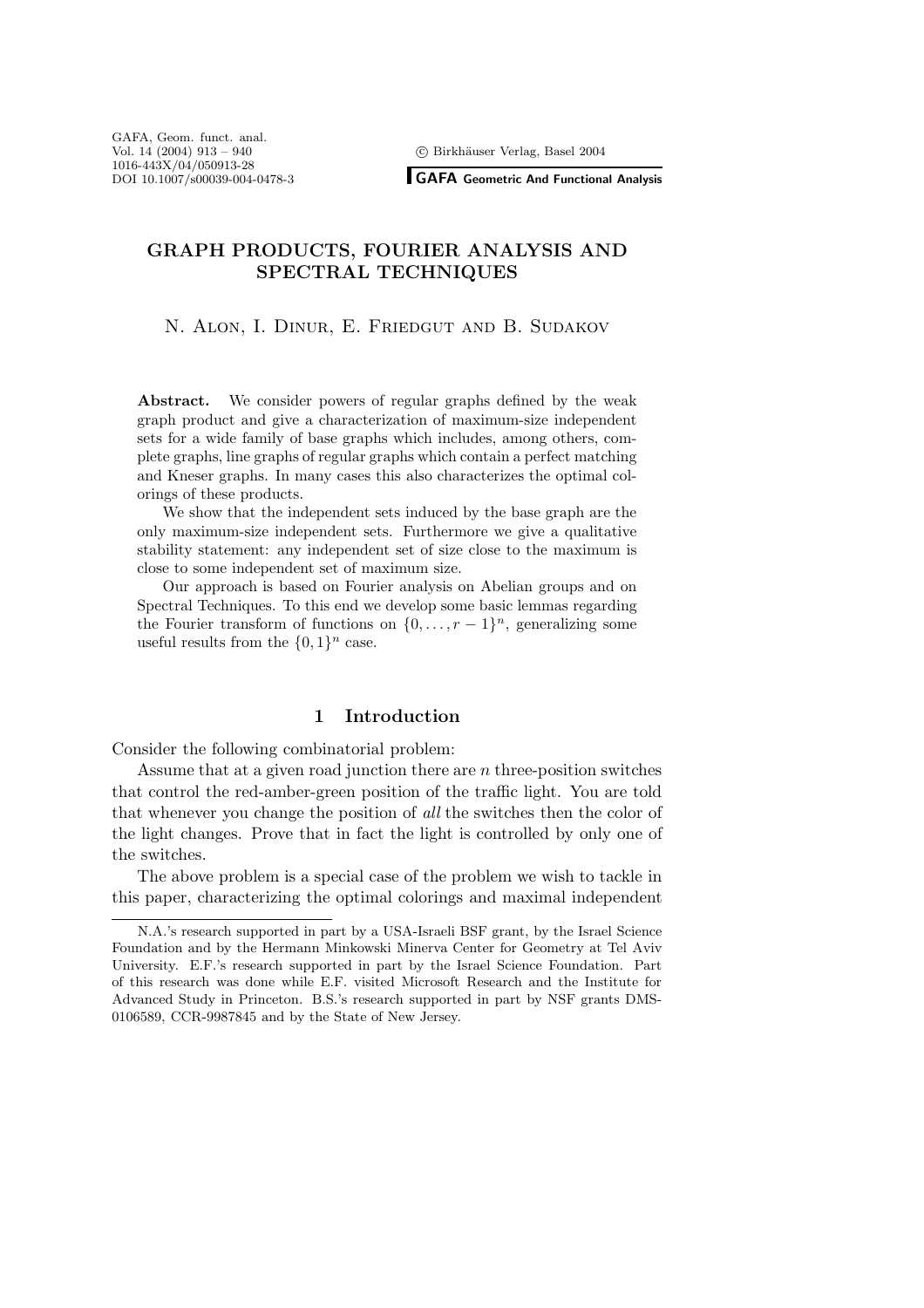# GRAPH PRODUCTS, FOURIER ANALYSIS AND SPECTRAL TECHNIQUES

N. Alon, I. Dinur, E. Friedgut and B. Sudakov

**Abstract.** We consider powers of regular graphs defined by the weak graph product and give a characterization of maximum-size independent sets for a wide family of base graphs which includes, among others, complete graphs, line graphs of regular graphs which contain a perfect matching and Kneser graphs. In many cases this also characterizes the optimal colorings of these products.

We show that the independent sets induced by the base graph are the only maximum-size independent sets. Furthermore we give a qualitative stability statement: any independent set of size close to the maximum is close to some independent set of maximum size.

Our approach is based on Fourier analysis on Abelian groups and on Spectral Techniques. To this end we develop some basic lemmas regarding the Fourier transform of functions on $\{0, \dots, r-1\}^n$, generalizing some useful results from the $\{0,1\}^n$ case.

## 1 Introduction

Consider the following combinatorial problem:

Assume that at a given road junction there are $n$ three-position switches that control the red-amber-green position of the traffic light. You are told that whenever you change the position of *all* the switches then the color of the light changes. Prove that in fact the light is controlled by only one of the switches.

The above problem is a special case of the problem we wish to tackle in this paper, characterizing the optimal colorings and maximal independent

---

N.A.'s research supported in part by a USA-Israeli BSF grant, by the Israel Science Foundation and by the Hermann Minkowski Minerva Center for Geometry at Tel Aviv University. E.F.'s research supported in part by the Israel Science Foundation. Part of this research was done while E.F. visited Microsoft Research and the Institute for Advanced Study in Princeton. B.S.'s research supported in part by NSF grants DMS-0106589, CCR-9987845 and by the State of New Jersey.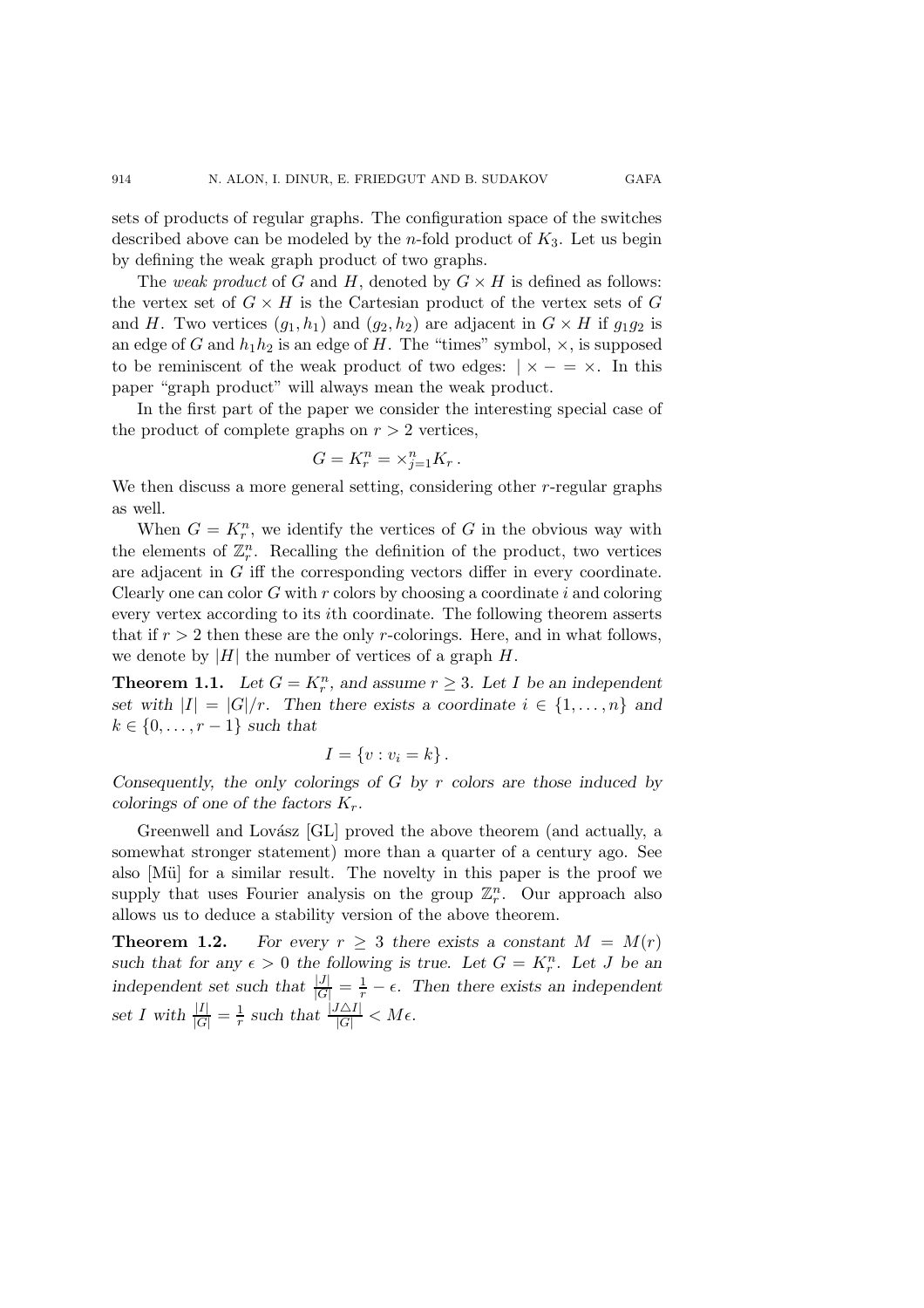sets of products of regular graphs. The configuration space of the switches described above can be modeled by the $n$-fold product of $K_3$. Let us begin by defining the weak graph product of two graphs.

The *weak product* of $G$ and $H$, denoted by $G \times H$ is defined as follows: the vertex set of $G \times H$ is the Cartesian product of the vertex sets of $G$ and $H$. Two vertices $(g_1, h_1)$ and $(g_2, h_2)$ are adjacent in $G \times H$ if $g_1 g_2$ is an edge of $G$ and $h_1 h_2$ is an edge of $H$. The "times" symbol, $\times$, is supposed to be reminiscent of the weak product of two edges: $| \times - = \times$. In this paper "graph product" will always mean the weak product.

In the first part of the paper we consider the interesting special case of the product of complete graphs on $r > 2$ vertices,

$$G = K_r^n = \times_{j=1}^n K_r \,.$$

We then discuss a more general setting, considering other $r$-regular graphs as well.

When $G = K_r^n$, we identify the vertices of $G$ in the obvious way with the elements of $\mathbb{Z}_r^n$. Recalling the definition of the product, two vertices are adjacent in $G$ iff the corresponding vectors differ in every coordinate. Clearly one can color $G$ with $r$ colors by choosing a coordinate $i$ and coloring every vertex according to its $i$th coordinate. The following theorem asserts that if $r > 2$ then these are the only $r$-colorings. Here, and in what follows, we denote by $|H|$ the number of vertices of a graph $H$.

**Theorem 1.1.** *Let $G = K_r^n$, and assume $r \geq 3$. Let $I$ be an independent set with $|I| = |G|/r$. Then there exists a coordinate $i \in \{1, \dots, n\}$ and $k \in \{0, \dots, r-1\}$ such that*

$$I = \{v : v_i = k\} \,.$$

*Consequently, the only colorings of $G$ by $r$ colors are those induced by colorings of one of the factors $K_r$.*

Greenwell and Lovász [GL] proved the above theorem (and actually, a somewhat stronger statement) more than a quarter of a century ago. See also [Mü] for a similar result. The novelty in this paper is the proof we supply that uses Fourier analysis on the group $\mathbb{Z}_r^n$. Our approach also allows us to deduce a stability version of the above theorem.

**Theorem 1.2.** *For every $r \geq 3$ there exists a constant $M = M(r)$ such that for any $\epsilon > 0$ the following is true. Let $G = K_r^n$. Let $J$ be an independent set such that $\frac{|J|}{|G|} = \frac{1}{r} - \epsilon$. Then there exists an independent set $I$ with $\frac{|I|}{|G|} = \frac{1}{r}$ such that $\frac{|J \triangle I|}{|G|} < M\epsilon$.*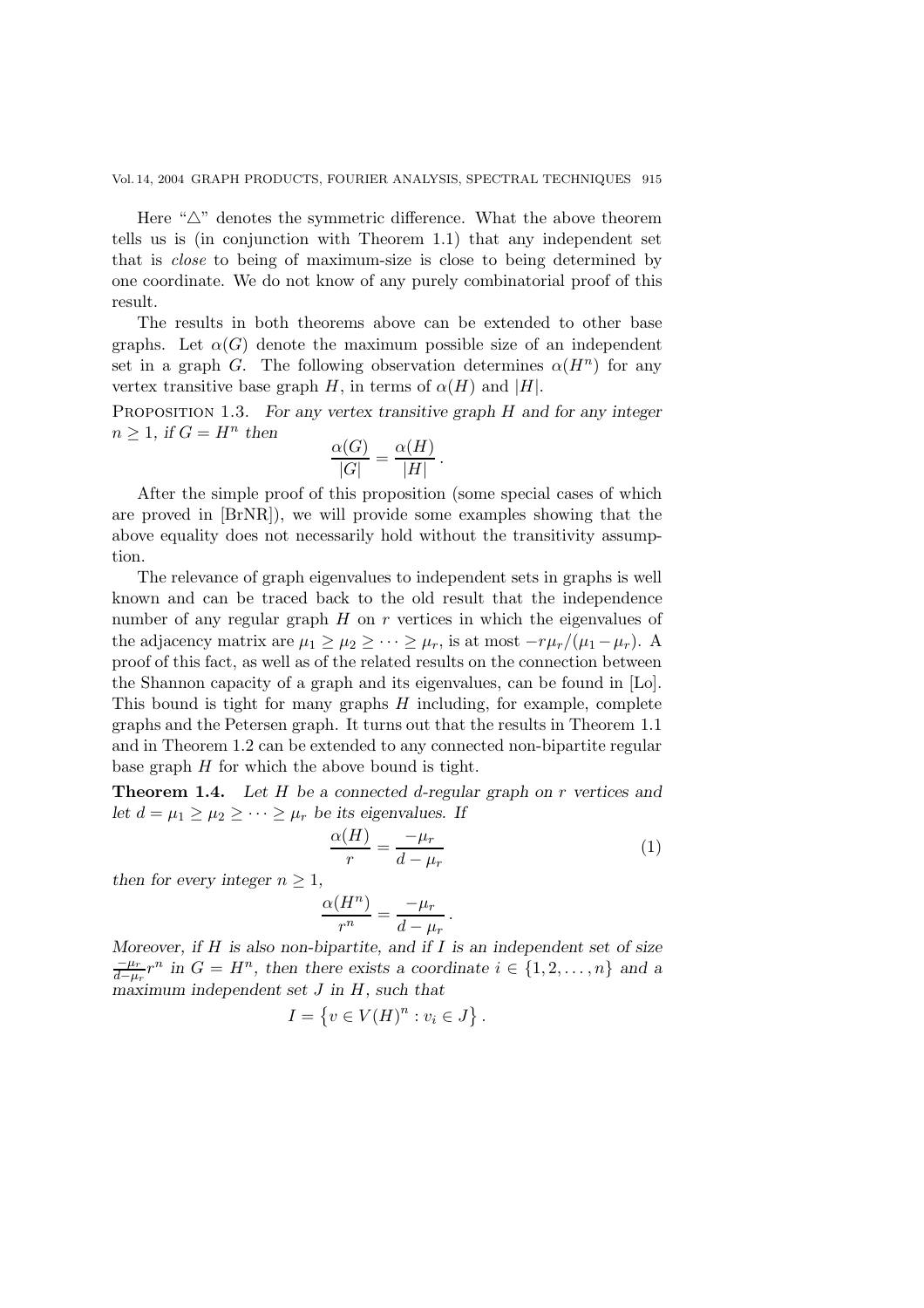Here "△" denotes the symmetric difference. What the above theorem tells us is (in conjunction with Theorem 1.1) that any independent set that is *close* to being of maximum-size is close to being determined by one coordinate. We do not know of any purely combinatorial proof of this result.

The results in both theorems above can be extended to other base graphs. Let $\alpha(G)$ denote the maximum possible size of an independent set in a graph $G$. The following observation determines $\alpha(H^n)$ for any vertex transitive base graph $H$, in terms of $\alpha(H)$ and $|H|$.

Proposition 1.3. *For any vertex transitive graph $H$ and for any integer $n \geq 1$, if $G = H^n$ then*

$$\frac{\alpha(G)}{|G|} = \frac{\alpha(H)}{|H|}.$$

After the simple proof of this proposition (some special cases of which are proved in [BrNR]), we will provide some examples showing that the above equality does not necessarily hold without the transitivity assumption.

The relevance of graph eigenvalues to independent sets in graphs is well known and can be traced back to the old result that the independence number of any regular graph $H$ on $r$ vertices in which the eigenvalues of the adjacency matrix are $\mu_1 \geq \mu_2 \geq \cdots \geq \mu_r$, is at most $-r\mu_r/(\mu_1 - \mu_r)$. A proof of this fact, as well as of the related results on the connection between the Shannon capacity of a graph and its eigenvalues, can be found in [Lo]. This bound is tight for many graphs $H$ including, for example, complete graphs and the Petersen graph. It turns out that the results in Theorem 1.1 and in Theorem 1.2 can be extended to any connected non-bipartite regular base graph $H$ for which the above bound is tight.

**Theorem 1.4.** *Let $H$ be a connected $d$-regular graph on $r$ vertices and let $d = \mu_1 \geq \mu_2 \geq \cdots \geq \mu_r$ be its eigenvalues. If*

$$\frac{\alpha(H)}{r} = \frac{-\mu_r}{d - \mu_r} \tag{1}$$

*then for every integer $n \geq 1$,*

$$\frac{\alpha(H^n)}{r^n} = \frac{-\mu_r}{d - \mu_r}.$$

*Moreover, if $H$ is also non-bipartite, and if $I$ is an independent set of size $\frac{-\mu_r}{d-\mu_r} r^n$ in $G = H^n$, then there exists a coordinate $i \in \{1, 2, \ldots, n\}$ and a maximum independent set $J$ in $H$, such that*

$$I = \left\{ v \in V(H)^n : v_i \in J \right\}.$$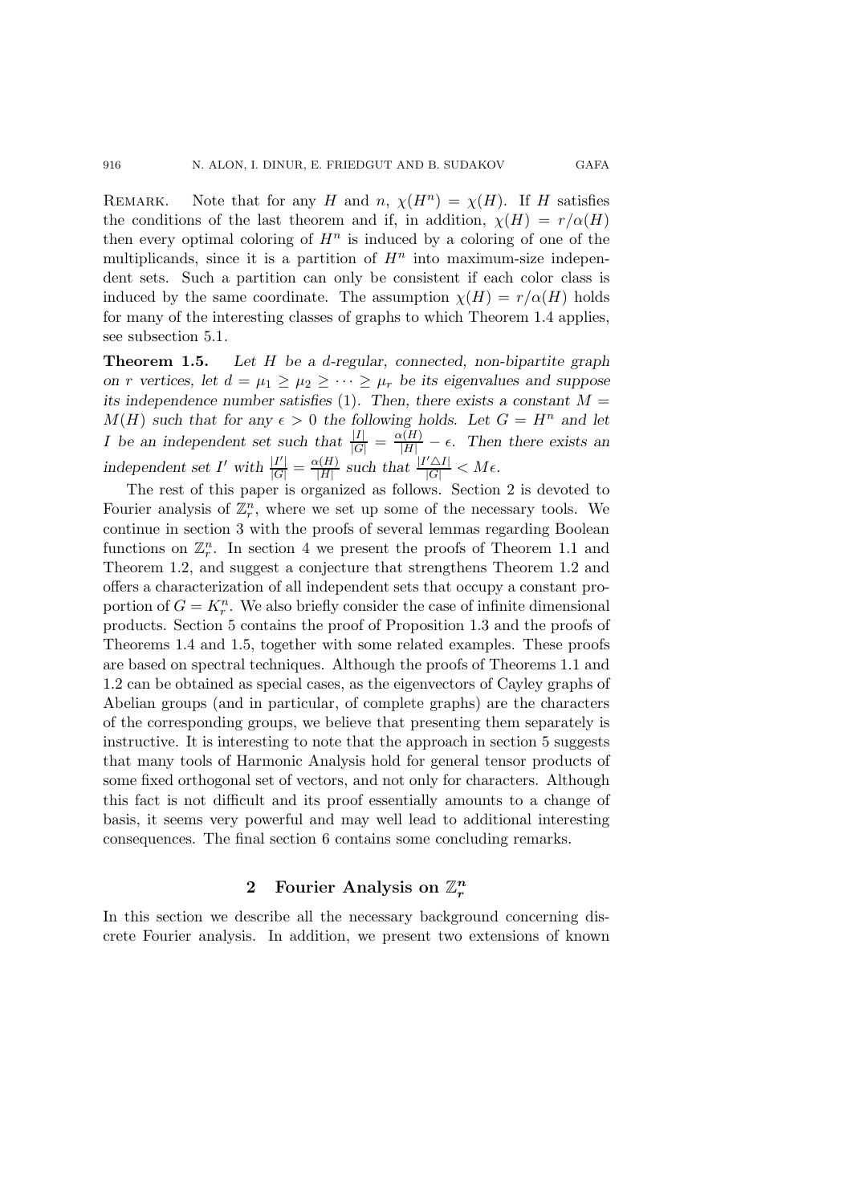REMARK. Note that for any $H$ and $n$, $\chi(H^n) = \chi(H)$. If $H$ satisfies the conditions of the last theorem and if, in addition, $\chi(H) = r/\alpha(H)$ then every optimal coloring of $H^n$ is induced by a coloring of one of the multiplicands, since it is a partition of $H^n$ into maximum-size independent sets. Such a partition can only be consistent if each color class is induced by the same coordinate. The assumption $\chi(H) = r/\alpha(H)$ holds for many of the interesting classes of graphs to which Theorem 1.4 applies, see subsection 5.1.

**Theorem 1.5.** *Let $H$ be a $d$-regular, connected, non-bipartite graph on $r$ vertices, let $d = \mu_1 \geq \mu_2 \geq \cdots \geq \mu_r$ be its eigenvalues and suppose its independence number satisfies* (1). *Then, there exists a constant $M = M(H)$ such that for any $\epsilon > 0$ the following holds. Let $G = H^n$ and let $I$ be an independent set such that $\frac{|I|}{|G|} = \frac{\alpha(H)}{|H|} - \epsilon$. Then there exists an independent set $I'$ with $\frac{|I'|}{|G|} = \frac{\alpha(H)}{|H|}$ such that $\frac{|I' \triangle I|}{|G|} < M\epsilon$.*

The rest of this paper is organized as follows. Section 2 is devoted to Fourier analysis of $\mathbb{Z}_r^n$, where we set up some of the necessary tools. We continue in section 3 with the proofs of several lemmas regarding Boolean functions on $\mathbb{Z}_r^n$. In section 4 we present the proofs of Theorem 1.1 and Theorem 1.2, and suggest a conjecture that strengthens Theorem 1.2 and offers a characterization of all independent sets that occupy a constant proportion of $G = K_r^n$. We also briefly consider the case of infinite dimensional products. Section 5 contains the proof of Proposition 1.3 and the proofs of Theorems 1.4 and 1.5, together with some related examples. These proofs are based on spectral techniques. Although the proofs of Theorems 1.1 and 1.2 can be obtained as special cases, as the eigenvectors of Cayley graphs of Abelian groups (and in particular, of complete graphs) are the characters of the corresponding groups, we believe that presenting them separately is instructive. It is interesting to note that the approach in section 5 suggests that many tools of Harmonic Analysis hold for general tensor products of some fixed orthogonal set of vectors, and not only for characters. Although this fact is not difficult and its proof essentially amounts to a change of basis, it seems very powerful and may well lead to additional interesting consequences. The final section 6 contains some concluding remarks.

## 2 Fourier Analysis on $\mathbb{Z}_r^n$

In this section we describe all the necessary background concerning discrete Fourier analysis. In addition, we present two extensions of known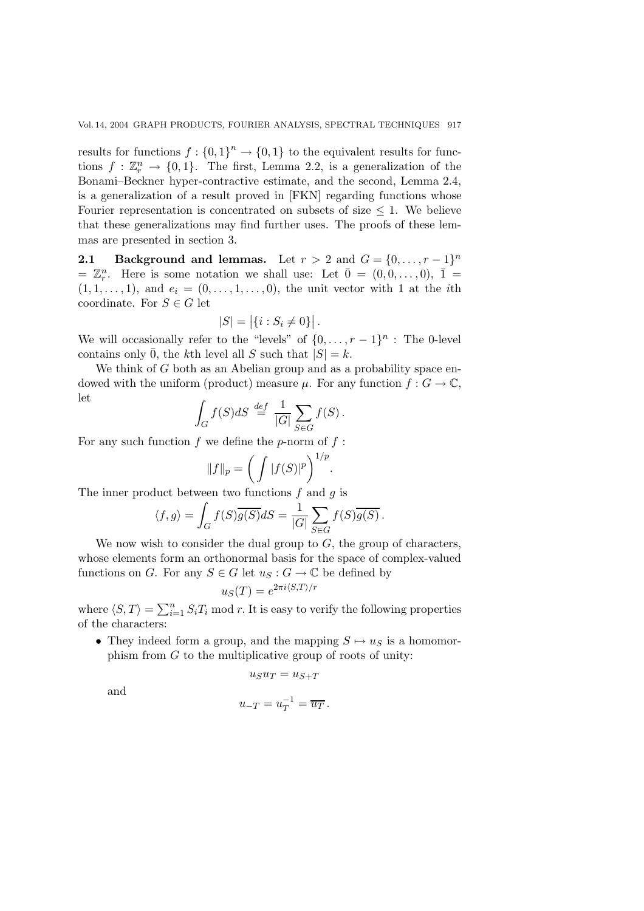results for functions $f : \{0,1\}^n \to \{0,1\}$ to the equivalent results for functions $f : \mathbb{Z}_r^n \to \{0,1\}$. The first, Lemma 2.2, is a generalization of the Bonami–Beckner hyper-contractive estimate, and the second, Lemma 2.4, is a generalization of a result proved in [FKN] regarding functions whose Fourier representation is concentrated on subsets of size $\leq 1$. We believe that these generalizations may find further uses. The proofs of these lemmas are presented in section 3.

### 2.1 Background and lemmas.

Let $r > 2$ and $G = \{0, \dots, r-1\}^n = \mathbb{Z}_r^n$. Here is some notation we shall use: Let $\bar{0} = (0, 0, \dots, 0)$, $\bar{1} = (1, 1, \dots, 1)$, and $e_i = (0, \dots, 1, \dots, 0)$, the unit vector with 1 at the $i$th coordinate. For $S \in G$ let

$$|S| = \left|\{i : S_i \neq 0\}\right|.$$

We will occasionally refer to the "levels" of $\{0, \dots, r-1\}^n$ : The 0-level contains only $\bar{0}$, the $k$th level all $S$ such that $|S| = k$.

We think of $G$ both as an Abelian group and as a probability space endowed with the uniform (product) measure $\mu$. For any function $f : G \to \mathbb{C}$, let

$$\int_G f(S)dS \stackrel{def}{=} \frac{1}{|G|} \sum_{S \in G} f(S).$$

For any such function $f$ we define the $p$-norm of $f$ :

$$\|f\|_p = \left( \int |f(S)|^p \right)^{1/p}.$$

The inner product between two functions $f$ and $g$ is

$$\langle f, g \rangle = \int_G f(S)\overline{g(S)}dS = \frac{1}{|G|} \sum_{S \in G} f(S)\overline{g(S)}.$$

We now wish to consider the dual group to $G$, the group of characters, whose elements form an orthonormal basis for the space of complex-valued functions on $G$. For any $S \in G$ let $u_S : G \to \mathbb{C}$ be defined by

$$u_S(T) = e^{2\pi i \langle S,T \rangle / r}$$

where $\langle S, T \rangle = \sum_{i=1}^n S_i T_i \bmod r$. It is easy to verify the following properties of the characters:

- They indeed form a group, and the mapping $S \mapsto u_S$ is a homomorphism from $G$ to the multiplicative group of roots of unity:

$$u_S u_T = u_{S+T}$$

  and

$$u_{-T} = u_T^{-1} = \overline{u_T}.$$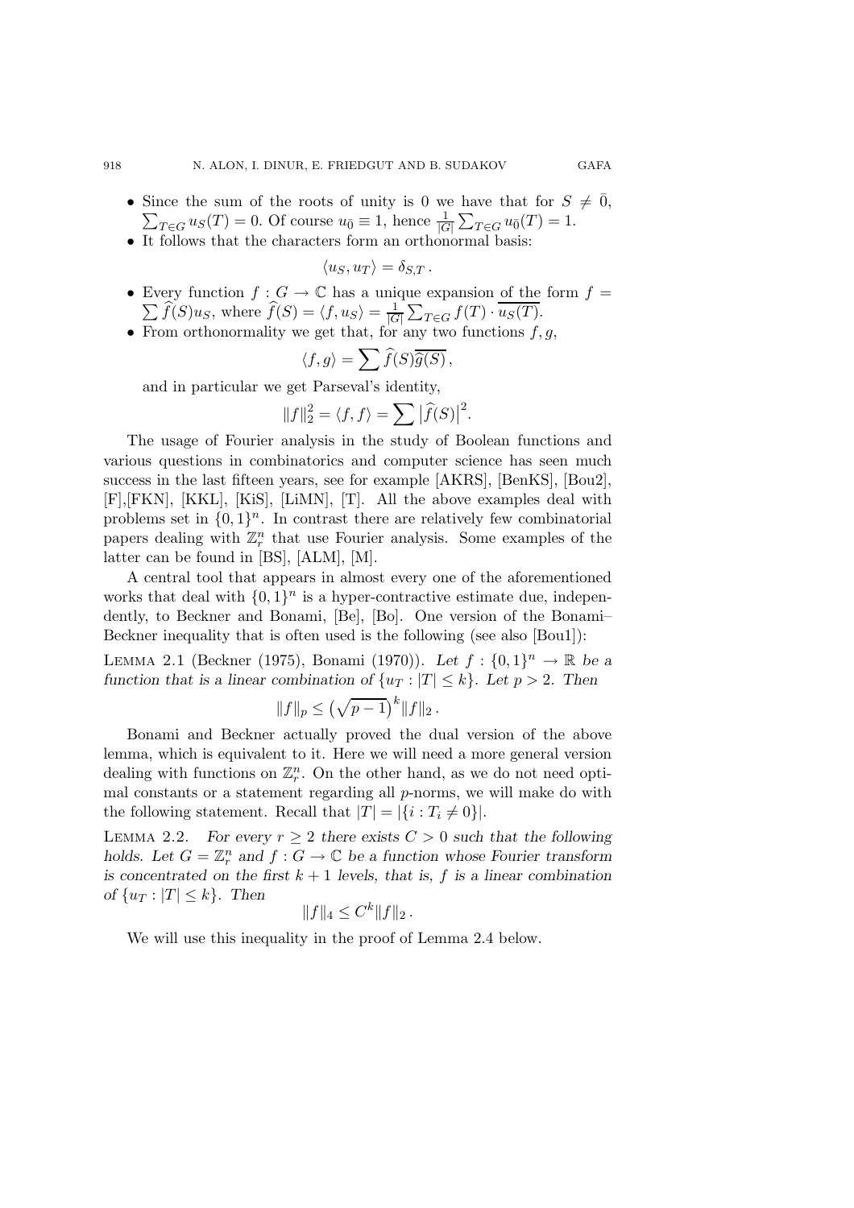- Since the sum of the roots of unity is 0 we have that for $S \neq \bar{0}$, $\sum_{T \in G} u_S(T) = 0$. Of course $u_{\bar{0}} \equiv 1$, hence $\frac{1}{|G|}\sum_{T \in G} u_{\bar{0}}(T) = 1$.
- It follows that the characters form an orthonormal basis:

$$\langle u_S, u_T \rangle = \delta_{S,T} \,.$$

- Every function $f : G \to \mathbb{C}$ has a unique expansion of the form $f = \sum \widehat{f}(S) u_S$, where $\widehat{f}(S) = \langle f, u_S \rangle = \frac{1}{|G|}\sum_{T \in G} f(T) \cdot \overline{u_S(T)}$.
- From orthonormality we get that, for any two functions $f, g$,

$$\langle f, g \rangle = \sum \widehat{f}(S) \overline{\widehat{g}(S)} \,,$$

and in particular we get Parseval's identity,

$$\|f\|_2^2 = \langle f, f \rangle = \sum \big|\widehat{f}(S)\big|^2 .$$

The usage of Fourier analysis in the study of Boolean functions and various questions in combinatorics and computer science has seen much success in the last fifteen years, see for example [AKRS], [BenKS], [Bou2], [F],[FKN], [KKL], [KiS], [LiMN], [T]. All the above examples deal with problems set in $\{0,1\}^n$. In contrast there are relatively few combinatorial papers dealing with $\mathbb{Z}_r^n$ that use Fourier analysis. Some examples of the latter can be found in [BS], [ALM], [M].

A central tool that appears in almost every one of the aforementioned works that deal with $\{0,1\}^n$ is a hyper-contractive estimate due, independently, to Beckner and Bonami, [Be], [Bo]. One version of the Bonami–Beckner inequality that is often used is the following (see also [Bou1]):

Lemma 2.1 (Beckner (1975), Bonami (1970)). *Let $f : \{0,1\}^n \to \mathbb{R}$ be a function that is a linear combination of $\{u_T : |T| \leq k\}$. Let $p > 2$. Then*

$$\|f\|_p \leq \big(\sqrt{p-1}\big)^k \|f\|_2 \,.$$

Bonami and Beckner actually proved the dual version of the above lemma, which is equivalent to it. Here we will need a more general version dealing with functions on $\mathbb{Z}_r^n$. On the other hand, as we do not need optimal constants or a statement regarding all $p$-norms, we will make do with the following statement. Recall that $|T| = |\{i : T_i \neq 0\}|$.

Lemma 2.2. *For every $r \geq 2$ there exists $C > 0$ such that the following holds. Let $G = \mathbb{Z}_r^n$ and $f : G \to \mathbb{C}$ be a function whose Fourier transform is concentrated on the first $k+1$ levels, that is, $f$ is a linear combination of $\{u_T : |T| \leq k\}$. Then*

$$\|f\|_4 \leq C^k \|f\|_2 \,.$$

We will use this inequality in the proof of Lemma 2.4 below.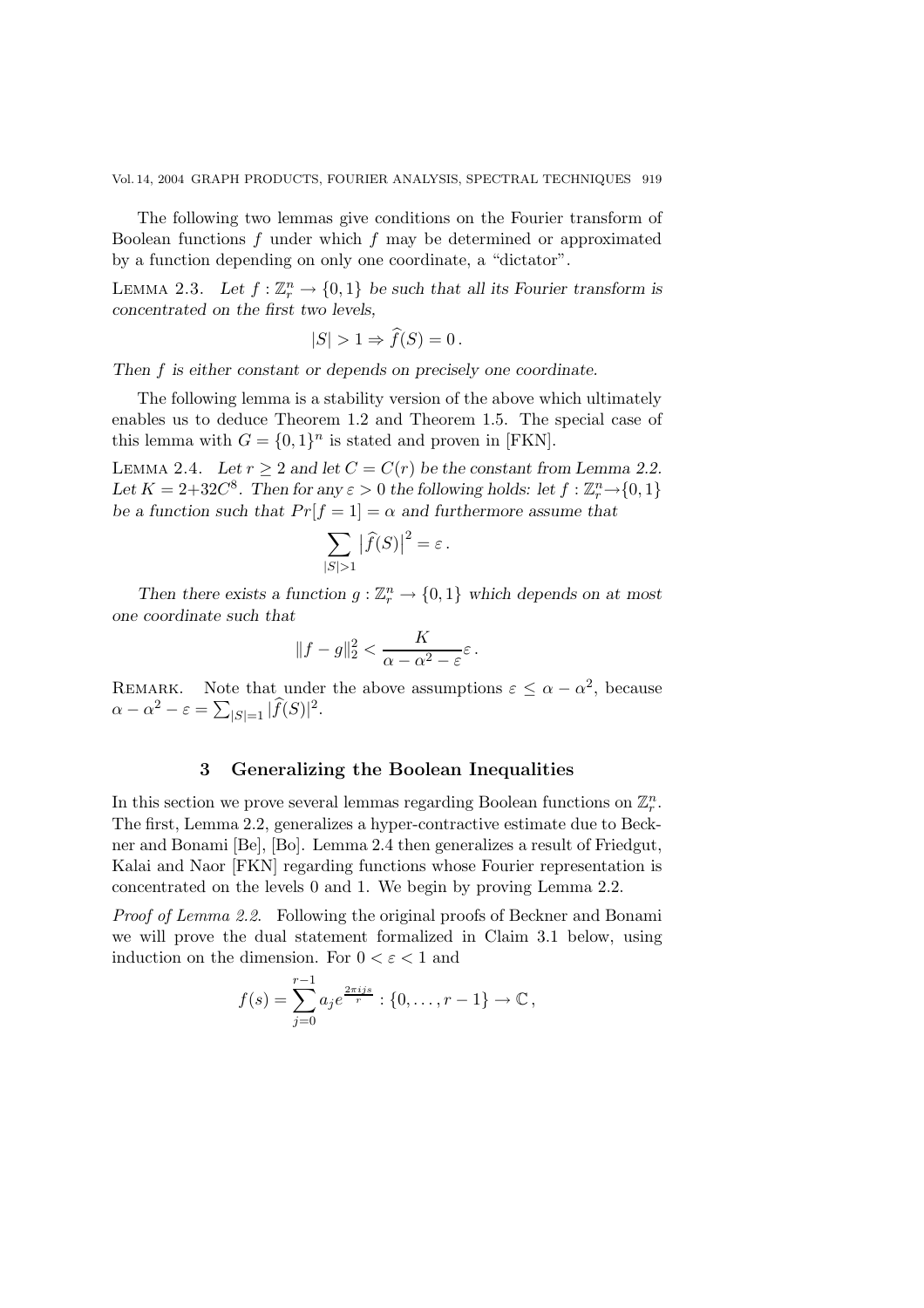The following two lemmas give conditions on the Fourier transform of Boolean functions $f$ under which $f$ may be determined or approximated by a function depending on only one coordinate, a "dictator".

LEMMA 2.3. *Let $f : \mathbb{Z}_r^n \to \{0,1\}$ be such that all its Fourier transform is concentrated on the first two levels,*

$$|S| > 1 \Rightarrow \widehat{f}(S) = 0\,.$$

*Then $f$ is either constant or depends on precisely one coordinate.*

The following lemma is a stability version of the above which ultimately enables us to deduce Theorem 1.2 and Theorem 1.5. The special case of this lemma with $G = \{0,1\}^n$ is stated and proven in [FKN].

LEMMA 2.4. *Let $r \geq 2$ and let $C = C(r)$ be the constant from Lemma 2.2. Let $K = 2 + 32C^8$. Then for any $\varepsilon > 0$ the following holds: let $f : \mathbb{Z}_r^n \to \{0,1\}$ be a function such that $Pr[f = 1] = \alpha$ and furthermore assume that*

$$\sum_{|S|>1} \left|\widehat{f}(S)\right|^2 = \varepsilon\,.$$

*Then there exists a function $g : \mathbb{Z}_r^n \to \{0,1\}$ which depends on at most one coordinate such that*

$$\|f - g\|_2^2 < \frac{K}{\alpha - \alpha^2 - \varepsilon}\varepsilon\,.$$

REMARK. Note that under the above assumptions $\varepsilon \leq \alpha - \alpha^2$, because $\alpha - \alpha^2 - \varepsilon = \sum_{|S|=1} |\widehat{f}(S)|^2$.

## 3 Generalizing the Boolean Inequalities

In this section we prove several lemmas regarding Boolean functions on $\mathbb{Z}_r^n$. The first, Lemma 2.2, generalizes a hyper-contractive estimate due to Beckner and Bonami [Be], [Bo]. Lemma 2.4 then generalizes a result of Friedgut, Kalai and Naor [FKN] regarding functions whose Fourier representation is concentrated on the levels 0 and 1. We begin by proving Lemma 2.2.

*Proof of Lemma 2.2.* Following the original proofs of Beckner and Bonami we will prove the dual statement formalized in Claim 3.1 below, using induction on the dimension. For $0 < \varepsilon < 1$ and

$$f(s) = \sum_{j=0}^{r-1} a_j e^{\frac{2\pi i j s}{r}} : \{0, \dots, r-1\} \to \mathbb{C}\,,$$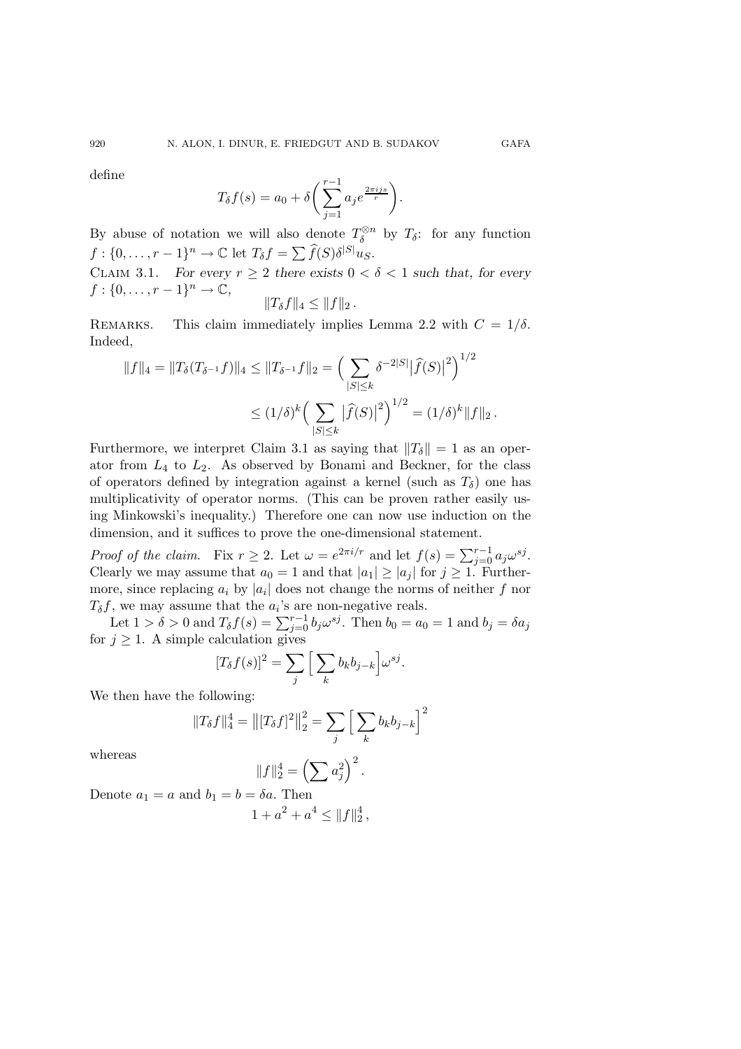define

$$T_\delta f(s) = a_0 + \delta\biggl(\sum_{j=1}^{r-1} a_j e^{\frac{2\pi i j s}{r}}\biggr).$$

By abuse of notation we will also denote $T_\delta^{\otimes n}$ by $T_\delta$: for any function $f : \{0,\dots,r-1\}^n \to \mathbb{C}$ let $T_\delta f = \sum \widehat{f}(S)\delta^{|S|}u_S$.

Claim 3.1. *For every $r \ge 2$ there exists $0 < \delta < 1$ such that, for every $f : \{0,\dots,r-1\}^n \to \mathbb{C}$,*

$$\|T_\delta f\|_4 \le \|f\|_2\,.$$

Remarks. This claim immediately implies Lemma 2.2 with $C = 1/\delta$. Indeed,

$$\begin{aligned}\|f\|_4 = \|T_\delta(T_{\delta^{-1}}f)\|_4 \le \|T_{\delta^{-1}}f\|_2 &= \Bigl(\sum_{|S|\le k} \delta^{-2|S|}\bigl|\widehat{f}(S)\bigr|^2\Bigr)^{1/2}\\ &\le (1/\delta)^k\Bigl(\sum_{|S|\le k}\bigl|\widehat{f}(S)\bigr|^2\Bigr)^{1/2} = (1/\delta)^k\|f\|_2\,.\end{aligned}$$

Furthermore, we interpret Claim 3.1 as saying that $\|T_\delta\| = 1$ as an operator from $L_4$ to $L_2$. As observed by Bonami and Beckner, for the class of operators defined by integration against a kernel (such as $T_\delta$) one has multiplicativity of operator norms. (This can be proven rather easily using Minkowski's inequality.) Therefore one can now use induction on the dimension, and it suffices to prove the one-dimensional statement.

*Proof of the claim.* Fix $r \ge 2$. Let $\omega = e^{2\pi i/r}$ and let $f(s) = \sum_{j=0}^{r-1} a_j\omega^{sj}$. Clearly we may assume that $a_0 = 1$ and that $|a_1| \ge |a_j|$ for $j \ge 1$. Furthermore, since replacing $a_i$ by $|a_i|$ does not change the norms of neither $f$ nor $T_\delta f$, we may assume that the $a_i$'s are non-negative reals.

Let $1 > \delta > 0$ and $T_\delta f(s) = \sum_{j=0}^{r-1} b_j\omega^{sj}$. Then $b_0 = a_0 = 1$ and $b_j = \delta a_j$ for $j \ge 1$. A simple calculation gives

$$[T_\delta f(s)]^2 = \sum_j \Bigl[\sum_k b_k b_{j-k}\Bigr]\omega^{sj}.$$

We then have the following:

$$\|T_\delta f\|_4^4 = \bigl\|[T_\delta f]^2\bigr\|_2^2 = \sum_j \Bigl[\sum_k b_k b_{j-k}\Bigr]^2$$

whereas

$$\|f\|_2^4 = \Bigl(\sum a_j^2\Bigr)^2.$$

Denote $a_1 = a$ and $b_1 = b = \delta a$. Then

$$1 + a^2 + a^4 \le \|f\|_2^4\,,$$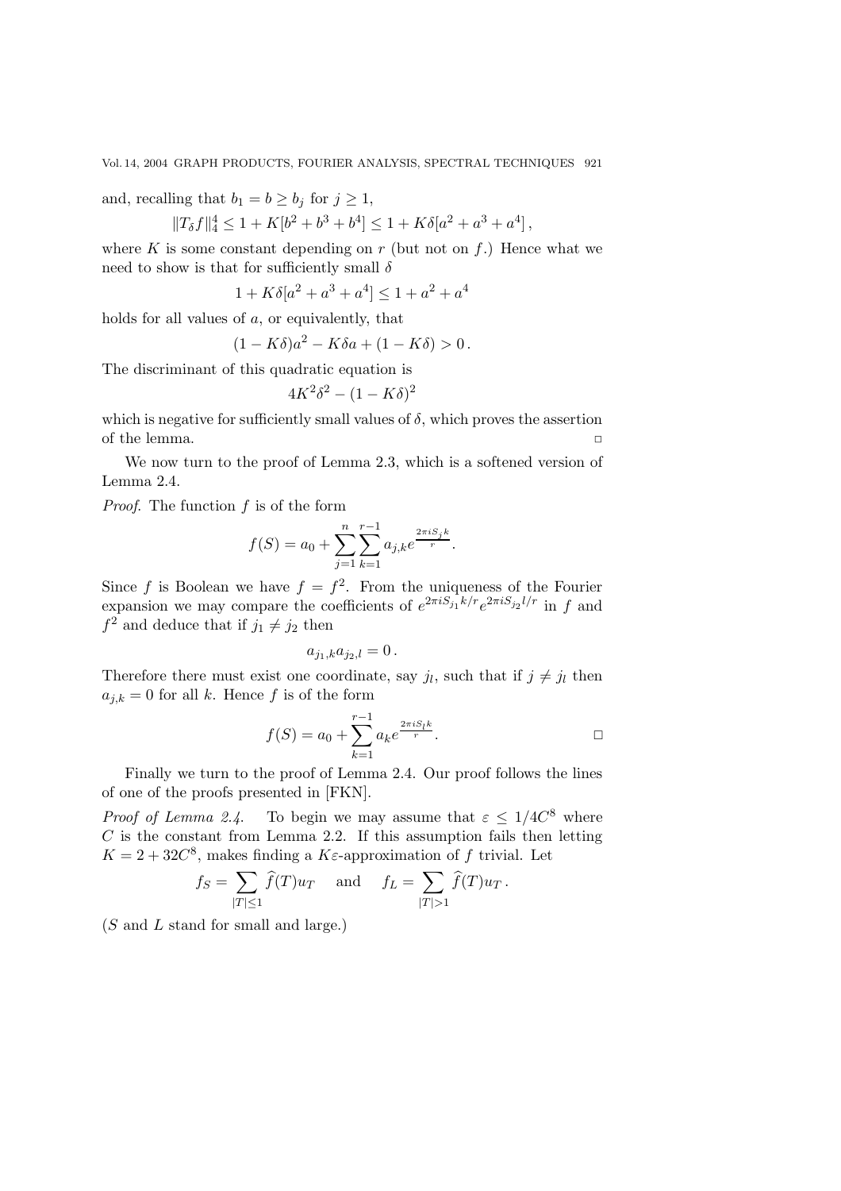and, recalling that $b_1 = b \geq b_j$ for $j \geq 1$,

$$\|T_\delta f\|_4^4 \leq 1 + K[b^2 + b^3 + b^4] \leq 1 + K\delta[a^2 + a^3 + a^4]\,,$$

where $K$ is some constant depending on $r$ (but not on $f$.) Hence what we need to show is that for sufficiently small $\delta$

$$1 + K\delta[a^2 + a^3 + a^4] \leq 1 + a^2 + a^4$$

holds for all values of $a$, or equivalently, that

$$(1 - K\delta)a^2 - K\delta a + (1 - K\delta) > 0\,.$$

The discriminant of this quadratic equation is

$$4K^2\delta^2 - (1 - K\delta)^2$$

which is negative for sufficiently small values of $\delta$, which proves the assertion of the lemma. $\square$

We now turn to the proof of Lemma 2.3, which is a softened version of Lemma 2.4.

*Proof.* The function $f$ is of the form

$$f(S) = a_0 + \sum_{j=1}^{n} \sum_{k=1}^{r-1} a_{j,k} e^{\frac{2\pi i S_j k}{r}}.$$

Since $f$ is Boolean we have $f = f^2$. From the uniqueness of the Fourier expansion we may compare the coefficients of $e^{2\pi i S_{j_1} k/r} e^{2\pi i S_{j_2} l/r}$ in $f$ and $f^2$ and deduce that if $j_1 \neq j_2$ then

$$a_{j_1,k} a_{j_2,l} = 0\,.$$

Therefore there must exist one coordinate, say $j_l$, such that if $j \neq j_l$ then $a_{j,k} = 0$ for all $k$. Hence $f$ is of the form

$$f(S) = a_0 + \sum_{k=1}^{r-1} a_k e^{\frac{2\pi i S_l k}{r}}. \qquad \square$$

Finally we turn to the proof of Lemma 2.4. Our proof follows the lines of one of the proofs presented in [FKN].

*Proof of Lemma 2.4.* To begin we may assume that $\varepsilon \leq 1/4C^8$ where $C$ is the constant from Lemma 2.2. If this assumption fails then letting $K = 2 + 32C^8$, makes finding a $K\varepsilon$-approximation of $f$ trivial. Let

$$f_S = \sum_{|T| \leq 1} \widehat{f}(T) u_T \quad \text{and} \quad f_L = \sum_{|T| > 1} \widehat{f}(T) u_T\,.$$

($S$ and $L$ stand for small and large.)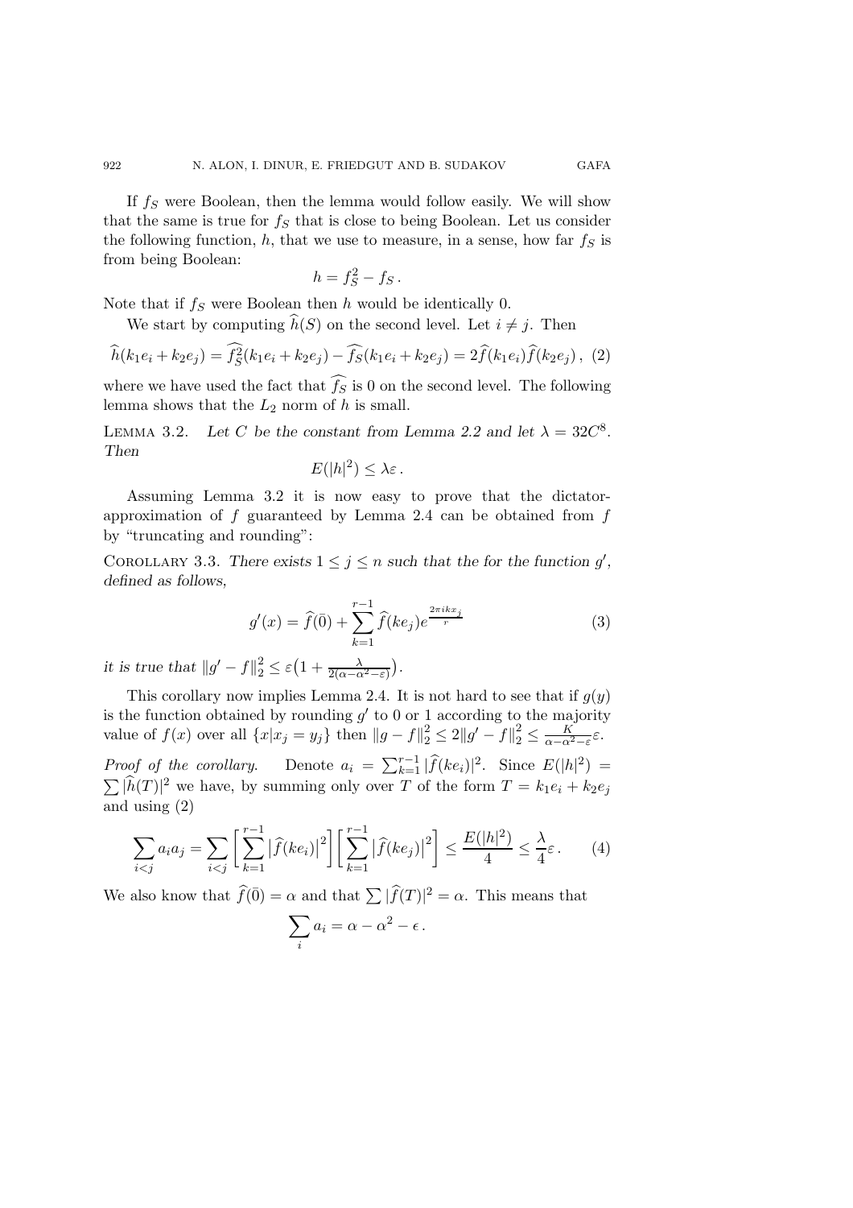If $f_S$ were Boolean, then the lemma would follow easily. We will show that the same is true for $f_S$ that is close to being Boolean. Let us consider the following function, $h$, that we use to measure, in a sense, how far $f_S$ is from being Boolean:

$$h = f_S^2 - f_S\,.$$

Note that if $f_S$ were Boolean then $h$ would be identically 0.

We start by computing $\widehat{h}(S)$ on the second level. Let $i \neq j$. Then

$$\widehat{h}(k_1e_i + k_2e_j) = \widehat{f_S^2}(k_1e_i + k_2e_j) - \widehat{f_S}(k_1e_i + k_2e_j) = 2\widehat{f}(k_1e_i)\widehat{f}(k_2e_j)\,, \quad (2)$$

where we have used the fact that $\widehat{f_S}$ is 0 on the second level. The following lemma shows that the $L_2$ norm of $h$ is small.

Lemma 3.2. *Let $C$ be the constant from Lemma 2.2 and let $\lambda = 32C^8$. Then*

$$E(|h|^2) \leq \lambda\varepsilon\,.$$

Assuming Lemma 3.2 it is now easy to prove that the dictator-approximation of $f$ guaranteed by Lemma 2.4 can be obtained from $f$ by "truncating and rounding":

Corollary 3.3. *There exists $1 \leq j \leq n$ such that the for the function $g'$, defined as follows,*

$$g'(x) = \widehat{f}(\bar{0}) + \sum_{k=1}^{r-1} \widehat{f}(ke_j)e^{\frac{2\pi i k x_j}{r}} \quad (3)$$

*it is true that $\|g' - f\|_2^2 \leq \varepsilon\big(1 + \frac{\lambda}{2(\alpha-\alpha^2-\varepsilon)}\big)$.*

This corollary now implies Lemma 2.4. It is not hard to see that if $g(y)$ is the function obtained by rounding $g'$ to 0 or 1 according to the majority value of $f(x)$ over all $\{x|x_j = y_j\}$ then $\|g - f\|_2^2 \leq 2\|g' - f\|_2^2 \leq \frac{K}{\alpha-\alpha^2-\varepsilon}\varepsilon$.

*Proof of the corollary.* Denote $a_i = \sum_{k=1}^{r-1} |\widehat{f}(ke_i)|^2$. Since $E(|h|^2) = \sum |\widehat{h}(T)|^2$ we have, by summing only over $T$ of the form $T = k_1e_i + k_2e_j$ and using (2)

$$\sum_{i<j} a_i a_j = \sum_{i<j}\bigg[\sum_{k=1}^{r-1}\big|\widehat{f}(ke_i)\big|^2\bigg]\bigg[\sum_{k=1}^{r-1}\big|\widehat{f}(ke_j)\big|^2\bigg] \leq \frac{E(|h|^2)}{4} \leq \frac{\lambda}{4}\varepsilon\,. \quad (4)$$

We also know that $\widehat{f}(\bar{0}) = \alpha$ and that $\sum |\widehat{f}(T)|^2 = \alpha$. This means that

$$\sum_i a_i = \alpha - \alpha^2 - \epsilon\,.$$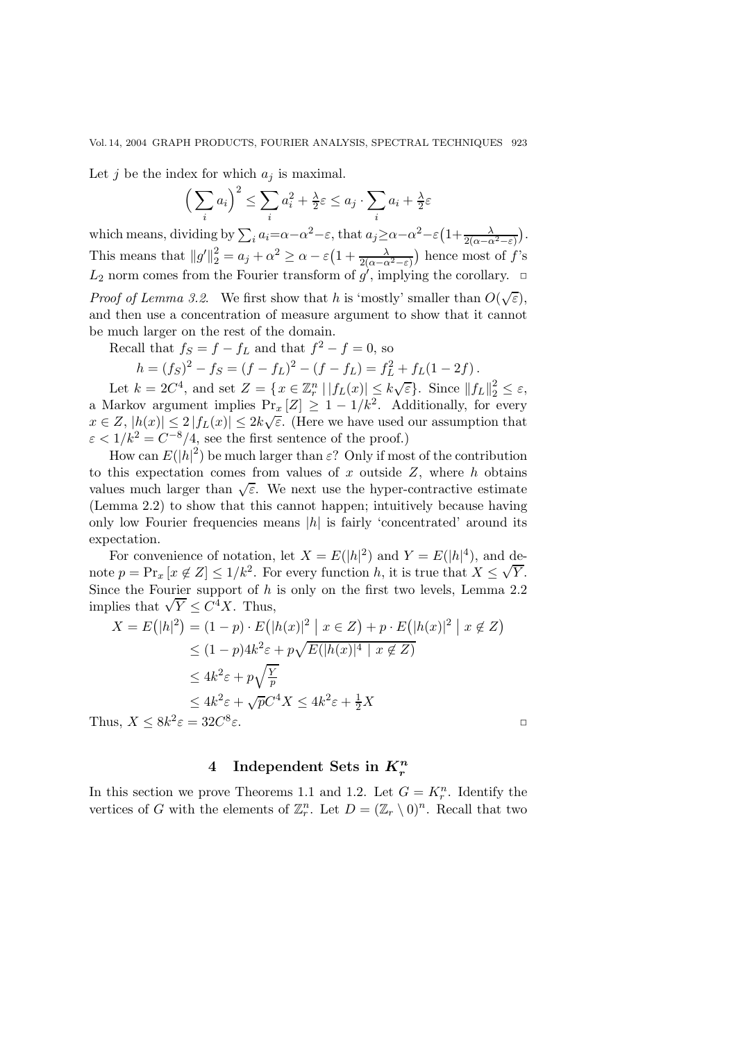Let $j$ be the index for which $a_j$ is maximal.

$$\Big(\sum_i a_i\Big)^2 \le \sum_i a_i^2 + \tfrac{\lambda}{2}\varepsilon \le a_j \cdot \sum_i a_i + \tfrac{\lambda}{2}\varepsilon$$

which means, dividing by $\sum_i a_i = \alpha - \alpha^2 - \varepsilon$, that $a_j \ge \alpha - \alpha^2 - \varepsilon\big(1 + \frac{\lambda}{2(\alpha-\alpha^2-\varepsilon)}\big)$. This means that $\|g'\|_2^2 = a_j + \alpha^2 \ge \alpha - \varepsilon\big(1 + \frac{\lambda}{2(\alpha-\alpha^2-\varepsilon)}\big)$ hence most of $f$'s $L_2$ norm comes from the Fourier transform of $g'$, implying the corollary. ◻

*Proof of Lemma 3.2.* We first show that $h$ is 'mostly' smaller than $O(\sqrt{\varepsilon})$, and then use a concentration of measure argument to show that it cannot be much larger on the rest of the domain.

Recall that $f_S = f - f_L$ and that $f^2 - f = 0$, so

$$h = (f_S)^2 - f_S = (f - f_L)^2 - (f - f_L) = f_L^2 + f_L(1 - 2f)\,.$$

Let $k = 2C^4$, and set $Z = \{ x \in \mathbb{Z}_r^n \,|\, |f_L(x)| \le k\sqrt{\varepsilon}\}$. Since $\|f_L\|_2^2 \le \varepsilon$, a Markov argument implies $\Pr_x[Z] \ge 1 - 1/k^2$. Additionally, for every $x \in Z$, $|h(x)| \le 2\,|f_L(x)| \le 2k\sqrt{\varepsilon}$. (Here we have used our assumption that $\varepsilon < 1/k^2 = C^{-8}/4$, see the first sentence of the proof.)

How can $E(|h|^2)$ be much larger than $\varepsilon$? Only if most of the contribution to this expectation comes from values of $x$ outside $Z$, where $h$ obtains values much larger than $\sqrt{\varepsilon}$. We next use the hyper-contractive estimate (Lemma 2.2) to show that this cannot happen; intuitively because having only low Fourier frequencies means $|h|$ is fairly 'concentrated' around its expectation.

For convenience of notation, let $X = E(|h|^2)$ and $Y = E(|h|^4)$, and denote $p = \Pr_x[x \notin Z] \le 1/k^2$. For every function $h$, it is true that $X \le \sqrt{Y}$. Since the Fourier support of $h$ is only on the first two levels, Lemma 2.2 implies that $\sqrt{Y} \le C^4 X$. Thus,

$$\begin{aligned}
X = E\big(|h|^2\big) &= (1-p)\cdot E\big(|h(x)|^2 \,\big|\, x \in Z\big) + p \cdot E\big(|h(x)|^2 \,\big|\, x \notin Z\big)\\
&\le (1-p)4k^2\varepsilon + p\sqrt{E(|h(x)|^4 \mid x \notin Z)}\\
&\le 4k^2\varepsilon + p\sqrt{\tfrac{Y}{p}}\\
&\le 4k^2\varepsilon + \sqrt{p}C^4X \le 4k^2\varepsilon + \tfrac{1}{2}X
\end{aligned}$$

Thus, $X \le 8k^2\varepsilon = 32C^8\varepsilon$. ◻

## 4 Independent Sets in $K_r^n$

In this section we prove Theorems 1.1 and 1.2. Let $G = K_r^n$. Identify the vertices of $G$ with the elements of $\mathbb{Z}_r^n$. Let $D = (\mathbb{Z}_r \setminus 0)^n$. Recall that two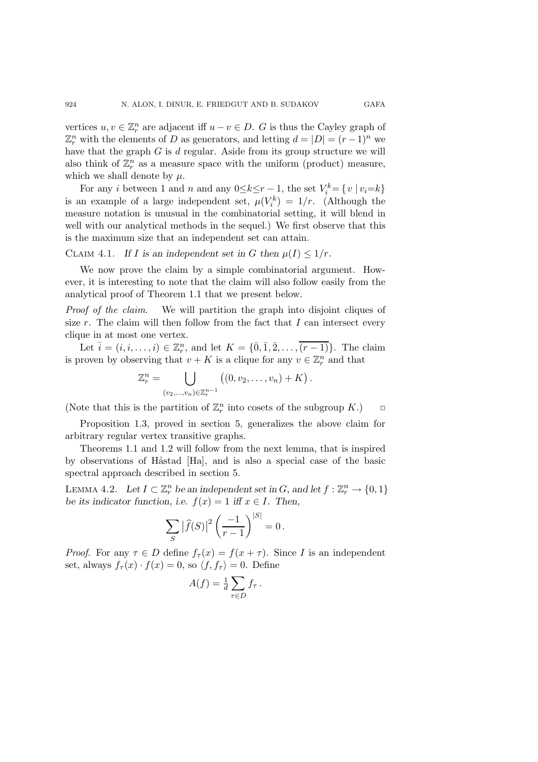vertices $u, v \in \mathbb{Z}_r^n$ are adjacent iff $u - v \in D$. $G$ is thus the Cayley graph of $\mathbb{Z}_r^n$ with the elements of $D$ as generators, and letting $d = |D| = (r-1)^n$ we have that the graph $G$ is $d$ regular. Aside from its group structure we will also think of $\mathbb{Z}_r^n$ as a measure space with the uniform (product) measure, which we shall denote by $\mu$.

For any $i$ between 1 and $n$ and any $0 \le k \le r-1$, the set $V_i^k = \{v \mid v_i = k\}$ is an example of a large independent set, $\mu(V_i^k) = 1/r$. (Although the measure notation is unusual in the combinatorial setting, it will blend in well with our analytical methods in the sequel.) We first observe that this is the maximum size that an independent set can attain.

CLAIM 4.1. *If $I$ is an independent set in $G$ then $\mu(I) \le 1/r$.*

We now prove the claim by a simple combinatorial argument. However, it is interesting to note that the claim will also follow easily from the analytical proof of Theorem 1.1 that we present below.

*Proof of the claim.* We will partition the graph into disjoint cliques of size $r$. The claim will then follow from the fact that $I$ can intersect every clique in at most one vertex.

Let $\bar{i} = (i, i, \ldots, i) \in \mathbb{Z}_r^n$, and let $K = \{\bar{0}, \bar{1}, \bar{2}, \ldots, \overline{(r-1)}\}$. The claim is proven by observing that $v + K$ is a clique for any $v \in \mathbb{Z}_r^n$ and that

$$\mathbb{Z}_r^n = \bigcup_{(v_2, \ldots, v_n) \in \mathbb{Z}_r^{n-1}} \big((0, v_2, \ldots, v_n) + K\big).$$

(Note that this is the partition of $\mathbb{Z}_r^n$ into cosets of the subgroup $K$.) $\square$

Proposition 1.3, proved in section 5, generalizes the above claim for arbitrary regular vertex transitive graphs.

Theorems 1.1 and 1.2 will follow from the next lemma, that is inspired by observations of Håstad [Ha], and is also a special case of the basic spectral approach described in section 5.

LEMMA 4.2. *Let $I \subset \mathbb{Z}_r^n$ be an independent set in $G$, and let $f : \mathbb{Z}_r^n \to \{0, 1\}$ be its indicator function, i.e. $f(x) = 1$ iff $x \in I$. Then,*

$$\sum_S \big|\widehat{f}(S)\big|^2 \left(\frac{-1}{r-1}\right)^{|S|} = 0.$$

*Proof.* For any $\tau \in D$ define $f_\tau(x) = f(x + \tau)$. Since $I$ is an independent set, always $f_\tau(x) \cdot f(x) = 0$, so $\langle f, f_\tau \rangle = 0$. Define

$$A(f) = \tfrac{1}{d} \sum_{\tau \in D} f_\tau.$$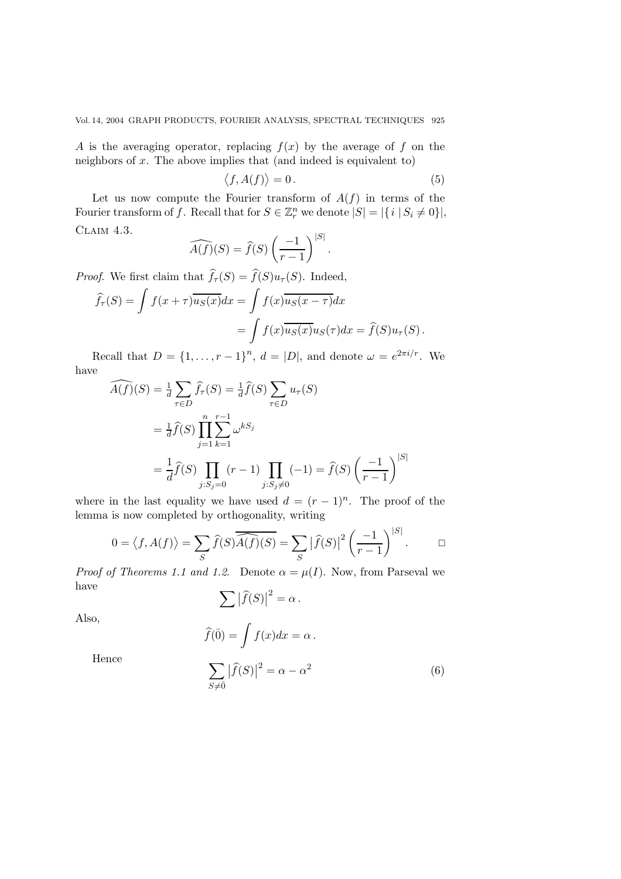$A$ is the averaging operator, replacing $f(x)$ by the average of $f$ on the neighbors of $x$. The above implies that (and indeed is equivalent to)

$$\langle f, A(f)\rangle = 0\,. \tag{5}$$

Let us now compute the Fourier transform of $A(f)$ in terms of the Fourier transform of $f$. Recall that for $S \in \mathbb{Z}_r^n$ we denote $|S| = |\{ i \mid S_i \neq 0\}|$,

CLAIM 4.3.

$$\widehat{A(f)}(S) = \widehat{f}(S)\left(\frac{-1}{r-1}\right)^{|S|}.$$

*Proof.* We first claim that $\widehat{f}_\tau(S) = \widehat{f}(S)u_\tau(S)$. Indeed,

$$\begin{aligned}\widehat{f}_\tau(S) = \int f(x+\tau)\overline{u_S(x)}dx &= \int f(x)\overline{u_S(x-\tau)}dx \\ &= \int f(x)\overline{u_S(x)}u_S(\tau)dx = \widehat{f}(S)u_\tau(S)\,.\end{aligned}$$

Recall that $D = \{1,\dots,r-1\}^n$, $d = |D|$, and denote $\omega = e^{2\pi i/r}$. We have

$$\begin{aligned}\widehat{A(f)}(S) &= \tfrac{1}{d}\sum_{\tau\in D}\widehat{f}_\tau(S) = \tfrac{1}{d}\widehat{f}(S)\sum_{\tau\in D}u_\tau(S) \\ &= \tfrac{1}{d}\widehat{f}(S)\prod_{j=1}^{n}\sum_{k=1}^{r-1}\omega^{kS_j} \\ &= \frac{1}{d}\widehat{f}(S)\prod_{j:S_j=0}(r-1)\prod_{j:S_j\neq 0}(-1) = \widehat{f}(S)\left(\frac{-1}{r-1}\right)^{|S|}\end{aligned}$$

where in the last equality we have used $d = (r-1)^n$. The proof of the lemma is now completed by orthogonality, writing

$$0 = \langle f, A(f)\rangle = \sum_S \widehat{f}(S)\overline{\widehat{A(f)}(S)} = \sum_S \left|\widehat{f}(S)\right|^2\left(\frac{-1}{r-1}\right)^{|S|}. \qquad \square$$

*Proof of Theorems 1.1 and 1.2.* Denote $\alpha = \mu(I)$. Now, from Parseval we have

$$\sum \left|\widehat{f}(S)\right|^2 = \alpha\,.$$

Also,

$$\widehat{f}(\bar{0}) = \int f(x)dx = \alpha\,.$$

Hence

$$\sum_{S\neq\bar{0}} \left|\widehat{f}(S)\right|^2 = \alpha - \alpha^2 \tag{6}$$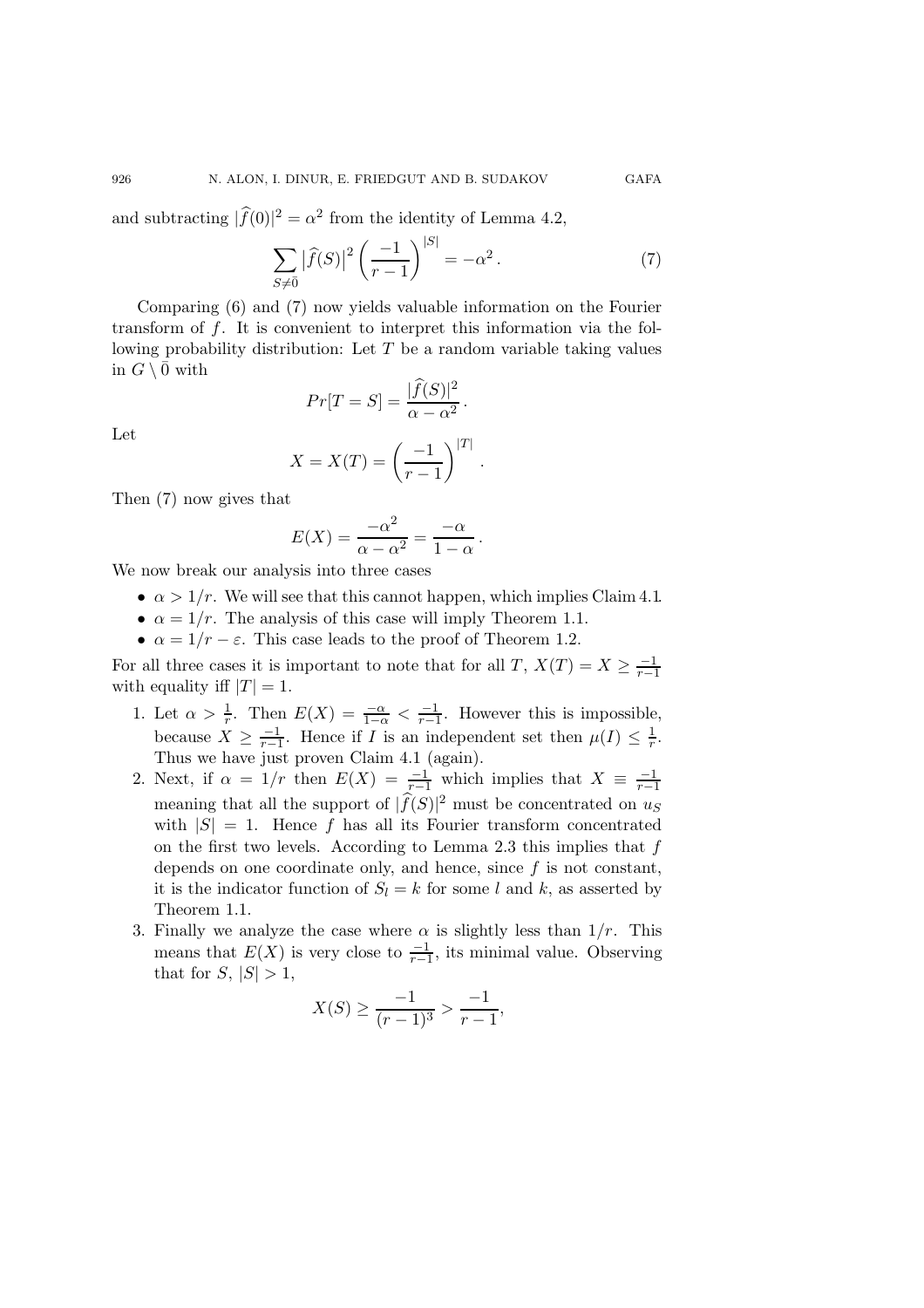and subtracting $|\widehat{f}(0)|^2 = \alpha^2$ from the identity of Lemma 4.2,

$$\sum_{S \neq \bar{0}} \left|\widehat{f}(S)\right|^2 \left(\frac{-1}{r-1}\right)^{|S|} = -\alpha^2 \,. \tag{7}$$

Comparing (6) and (7) now yields valuable information on the Fourier transform of $f$. It is convenient to interpret this information via the following probability distribution: Let $T$ be a random variable taking values in $G \setminus \bar{0}$ with

$$Pr[T = S] = \frac{|\widehat{f}(S)|^2}{\alpha - \alpha^2} \,.$$

Let

$$X = X(T) = \left(\frac{-1}{r-1}\right)^{|T|} \,.$$

Then (7) now gives that

$$E(X) = \frac{-\alpha^2}{\alpha - \alpha^2} = \frac{-\alpha}{1-\alpha} \,.$$

We now break our analysis into three cases

- $\alpha > 1/r$. We will see that this cannot happen, which implies Claim 4.1.
- $\alpha = 1/r$. The analysis of this case will imply Theorem 1.1.
- $\alpha = 1/r - \varepsilon$. This case leads to the proof of Theorem 1.2.

For all three cases it is important to note that for all $T$, $X(T) = X \geq \frac{-1}{r-1}$ with equality iff $|T| = 1$.

1. Let $\alpha > \frac{1}{r}$. Then $E(X) = \frac{-\alpha}{1-\alpha} < \frac{-1}{r-1}$. However this is impossible, because $X \geq \frac{-1}{r-1}$. Hence if $I$ is an independent set then $\mu(I) \leq \frac{1}{r}$. Thus we have just proven Claim 4.1 (again).
2. Next, if $\alpha = 1/r$ then $E(X) = \frac{-1}{r-1}$ which implies that $X \equiv \frac{-1}{r-1}$ meaning that all the support of $|\widehat{f}(S)|^2$ must be concentrated on $u_S$ with $|S| = 1$. Hence $f$ has all its Fourier transform concentrated on the first two levels. According to Lemma 2.3 this implies that $f$ depends on one coordinate only, and hence, since $f$ is not constant, it is the indicator function of $S_l = k$ for some $l$ and $k$, as asserted by Theorem 1.1.
3. Finally we analyze the case where $\alpha$ is slightly less than $1/r$. This means that $E(X)$ is very close to $\frac{-1}{r-1}$, its minimal value. Observing that for $S$, $|S| > 1$,

$$X(S) \geq \frac{-1}{(r-1)^3} > \frac{-1}{r-1},$$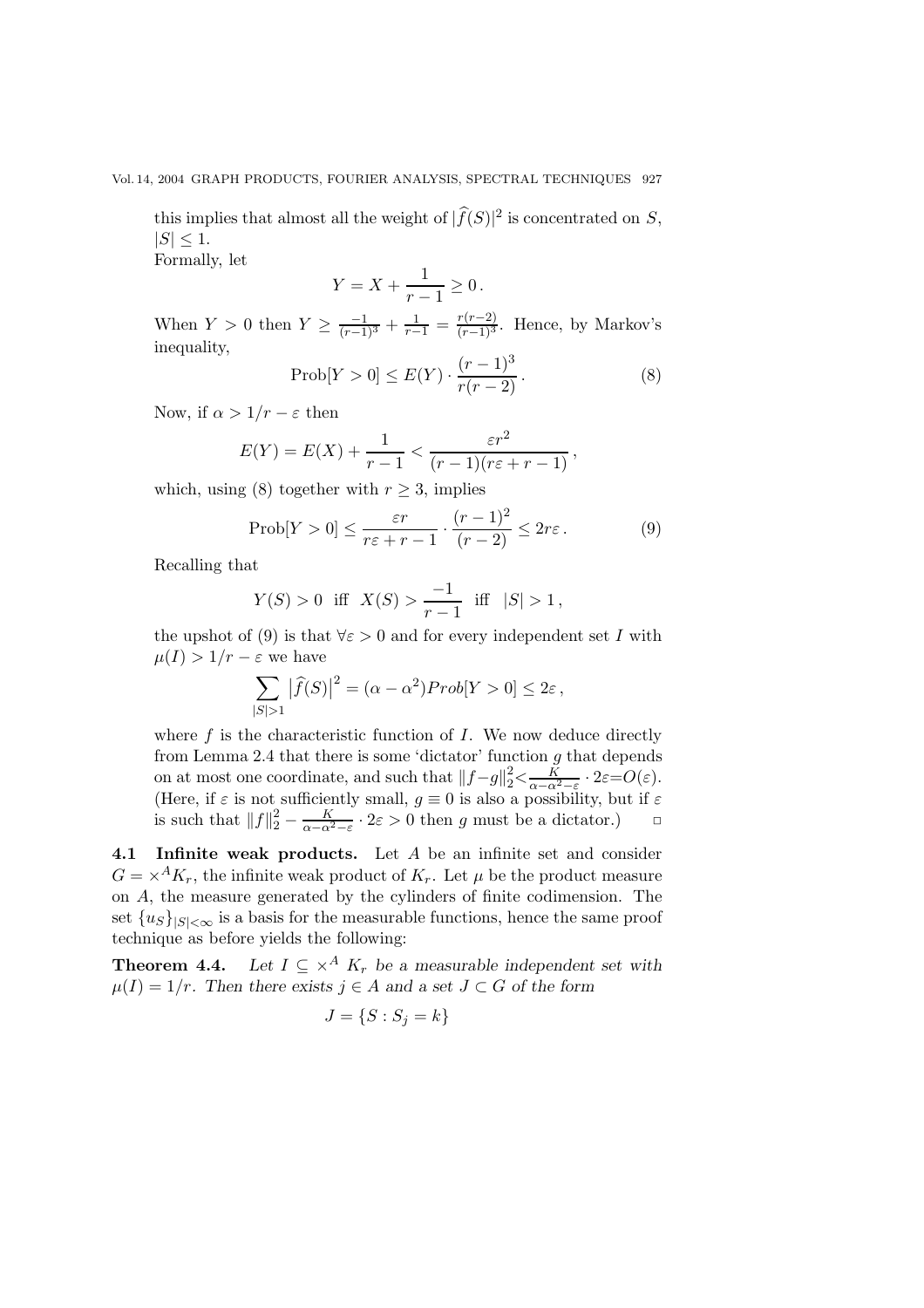this implies that almost all the weight of $|\widehat{f}(S)|^2$ is concentrated on $S$, $|S| \leq 1$.

Formally, let

$$Y = X + \frac{1}{r-1} \geq 0\,.$$

When $Y > 0$ then $Y \geq \frac{-1}{(r-1)^3} + \frac{1}{r-1} = \frac{r(r-2)}{(r-1)^3}$. Hence, by Markov's inequality,

$$\text{Prob}[Y > 0] \leq E(Y) \cdot \frac{(r-1)^3}{r(r-2)}\,. \tag{8}$$

Now, if $\alpha > 1/r - \varepsilon$ then

$$E(Y) = E(X) + \frac{1}{r-1} < \frac{\varepsilon r^2}{(r-1)(r\varepsilon + r - 1)}\,,$$

which, using (8) together with $r \geq 3$, implies

$$\text{Prob}[Y > 0] \leq \frac{\varepsilon r}{r\varepsilon + r - 1} \cdot \frac{(r-1)^2}{(r-2)} \leq 2r\varepsilon\,. \tag{9}$$

Recalling that

$$Y(S) > 0 \;\text{ iff }\; X(S) > \frac{-1}{r-1} \;\text{ iff }\; |S| > 1\,,$$

the upshot of (9) is that $\forall \varepsilon > 0$ and for every independent set $I$ with $\mu(I) > 1/r - \varepsilon$ we have

$$\sum_{|S|>1} \left|\widehat{f}(S)\right|^2 = (\alpha - \alpha^2) Prob[Y > 0] \leq 2\varepsilon\,,$$

where $f$ is the characteristic function of $I$. We now deduce directly from Lemma 2.4 that there is some 'dictator' function $g$ that depends on at most one coordinate, and such that $\|f - g\|_2^2 < \frac{K}{\alpha - \alpha^2 - \varepsilon} \cdot 2\varepsilon = O(\varepsilon)$. (Here, if $\varepsilon$ is not sufficiently small, $g \equiv 0$ is also a possibility, but if $\varepsilon$ is such that $\|f\|_2^2 - \frac{K}{\alpha - \alpha^2 - \varepsilon} \cdot 2\varepsilon > 0$ then $g$ must be a dictator.) ▫

### 4.1 Infinite weak products.

Let $A$ be an infinite set and consider $G = \times^A K_r$, the infinite weak product of $K_r$. Let $\mu$ be the product measure on $A$, the measure generated by the cylinders of finite codimension. The set $\{u_S\}_{|S|<\infty}$ is a basis for the measurable functions, hence the same proof technique as before yields the following:

**Theorem 4.4.** *Let $I \subseteq \times^A K_r$ be a measurable independent set with $\mu(I) = 1/r$. Then there exists $j \in A$ and a set $J \subset G$ of the form*

$$J = \{S : S_j = k\}$$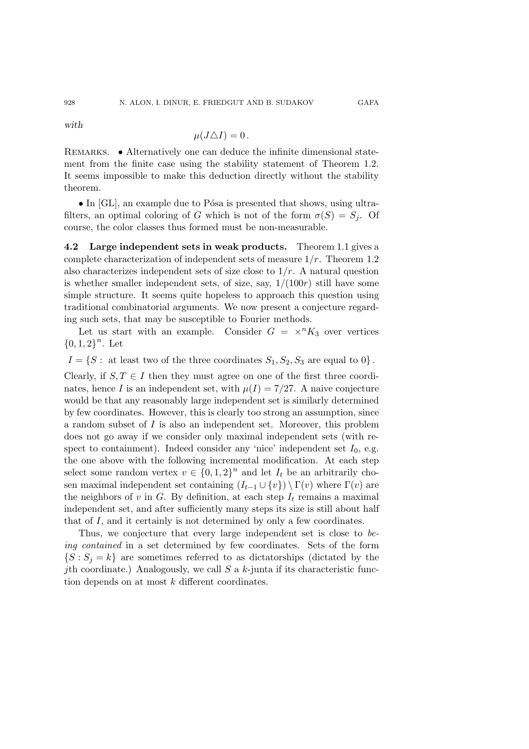*with*

$$\mu(J \triangle I) = 0\,.$$

REMARKS. • Alternatively one can deduce the infinite dimensional statement from the finite case using the stability statement of Theorem 1.2. It seems impossible to make this deduction directly without the stability theorem.

• In [GL], an example due to Pósa is presented that shows, using ultrafilters, an optimal coloring of $G$ which is not of the form $\sigma(S) = S_j$. Of course, the color classes thus formed must be non-measurable.

**4.2 Large independent sets in weak products.** Theorem 1.1 gives a complete characterization of independent sets of measure $1/r$. Theorem 1.2 also characterizes independent sets of size close to $1/r$. A natural question is whether smaller independent sets, of size, say, $1/(100r)$ still have some simple structure. It seems quite hopeless to approach this question using traditional combinatorial arguments. We now present a conjecture regarding such sets, that may be susceptible to Fourier methods.

Let us start with an example. Consider $G = \times^n K_3$ over vertices $\{0,1,2\}^n$. Let

$$I = \{S : \text{ at least two of the three coordinates } S_1, S_2, S_3 \text{ are equal to } 0\}\,.$$

Clearly, if $S, T \in I$ then they must agree on one of the first three coordinates, hence $I$ is an independent set, with $\mu(I) = 7/27$. A naive conjecture would be that any reasonably large independent set is similarly determined by few coordinates. However, this is clearly too strong an assumption, since a random subset of $I$ is also an independent set. Moreover, this problem does not go away if we consider only maximal independent sets (with respect to containment). Indeed consider any 'nice' independent set $I_0$, e.g. the one above with the following incremental modification. At each step select some random vertex $v \in \{0,1,2\}^n$ and let $I_t$ be an arbitrarily chosen maximal independent set containing $(I_{t-1} \cup \{v\}) \setminus \Gamma(v)$ where $\Gamma(v)$ are the neighbors of $v$ in $G$. By definition, at each step $I_t$ remains a maximal independent set, and after sufficiently many steps its size is still about half that of $I$, and it certainly is not determined by only a few coordinates.

Thus, we conjecture that every large independent set is close to *being contained* in a set determined by few coordinates. Sets of the form $\{S : S_j = k\}$ are sometimes referred to as dictatorships (dictated by the $j$th coordinate.) Analogously, we call $S$ a $k$-junta if its characteristic function depends on at most $k$ different coordinates.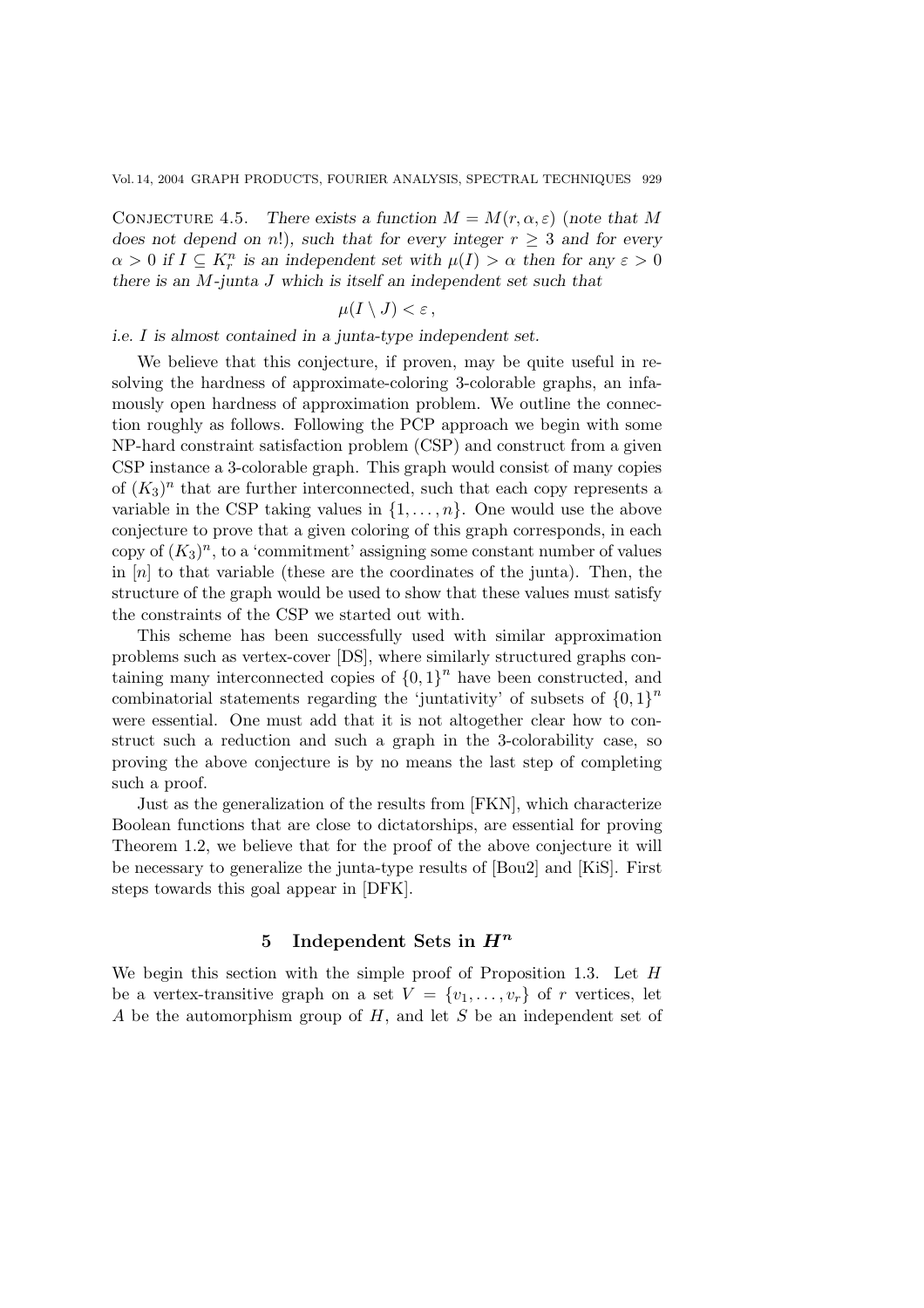**Conjecture 4.5.** *There exists a function $M = M(r, \alpha, \varepsilon)$ (note that $M$ does not depend on $n!$), such that for every integer $r \geq 3$ and for every $\alpha > 0$ if $I \subseteq K_r^n$ is an independent set with $\mu(I) > \alpha$ then for any $\varepsilon > 0$ there is an $M$-junta $J$ which is itself an independent set such that*

$$\mu(I \setminus J) < \varepsilon\,,$$

*i.e. $I$ is almost contained in a junta-type independent set.*

We believe that this conjecture, if proven, may be quite useful in resolving the hardness of approximate-coloring 3-colorable graphs, an infamously open hardness of approximation problem. We outline the connection roughly as follows. Following the PCP approach we begin with some NP-hard constraint satisfaction problem (CSP) and construct from a given CSP instance a 3-colorable graph. This graph would consist of many copies of $(K_3)^n$ that are further interconnected, such that each copy represents a variable in the CSP taking values in $\{1, \ldots, n\}$. One would use the above conjecture to prove that a given coloring of this graph corresponds, in each copy of $(K_3)^n$, to a 'commitment' assigning some constant number of values in $[n]$ to that variable (these are the coordinates of the junta). Then, the structure of the graph would be used to show that these values must satisfy the constraints of the CSP we started out with.

This scheme has been successfully used with similar approximation problems such as vertex-cover [DS], where similarly structured graphs containing many interconnected copies of $\{0,1\}^n$ have been constructed, and combinatorial statements regarding the 'juntativity' of subsets of $\{0,1\}^n$ were essential. One must add that it is not altogether clear how to construct such a reduction and such a graph in the 3-colorability case, so proving the above conjecture is by no means the last step of completing such a proof.

Just as the generalization of the results from [FKN], which characterize Boolean functions that are close to dictatorships, are essential for proving Theorem 1.2, we believe that for the proof of the above conjecture it will be necessary to generalize the junta-type results of [Bou2] and [KiS]. First steps towards this goal appear in [DFK].

## 5 Independent Sets in $H^n$

We begin this section with the simple proof of Proposition 1.3. Let $H$ be a vertex-transitive graph on a set $V = \{v_1, \ldots, v_r\}$ of $r$ vertices, let $A$ be the automorphism group of $H$, and let $S$ be an independent set of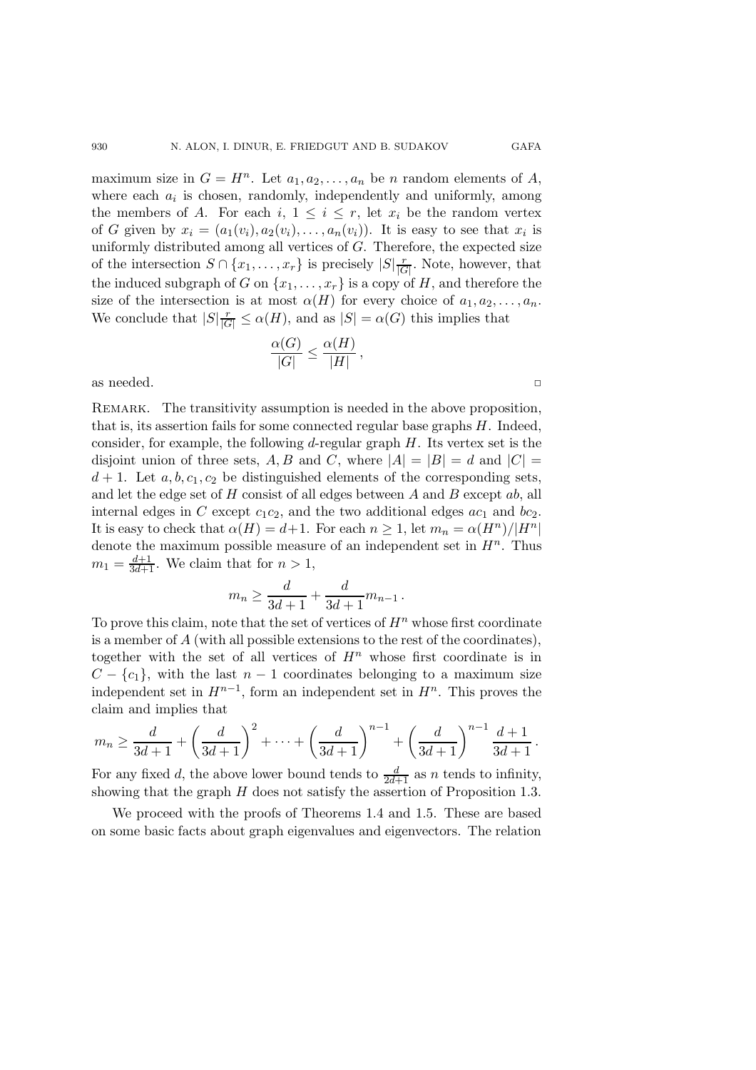maximum size in $G = H^n$. Let $a_1, a_2, \dots, a_n$ be $n$ random elements of $A$, where each $a_i$ is chosen, randomly, independently and uniformly, among the members of $A$. For each $i$, $1 \le i \le r$, let $x_i$ be the random vertex of $G$ given by $x_i = (a_1(v_i), a_2(v_i), \dots, a_n(v_i))$. It is easy to see that $x_i$ is uniformly distributed among all vertices of $G$. Therefore, the expected size of the intersection $S \cap \{x_1, \dots, x_r\}$ is precisely $|S|\frac{r}{|G|}$. Note, however, that the induced subgraph of $G$ on $\{x_1, \dots, x_r\}$ is a copy of $H$, and therefore the size of the intersection is at most $\alpha(H)$ for every choice of $a_1, a_2, \dots, a_n$. We conclude that $|S|\frac{r}{|G|} \le \alpha(H)$, and as $|S| = \alpha(G)$ this implies that

$$\frac{\alpha(G)}{|G|} \le \frac{\alpha(H)}{|H|},$$

as needed. □

Remark. The transitivity assumption is needed in the above proposition, that is, its assertion fails for some connected regular base graphs $H$. Indeed, consider, for example, the following $d$-regular graph $H$. Its vertex set is the disjoint union of three sets, $A, B$ and $C$, where $|A| = |B| = d$ and $|C| = d+1$. Let $a, b, c_1, c_2$ be distinguished elements of the corresponding sets, and let the edge set of $H$ consist of all edges between $A$ and $B$ except $ab$, all internal edges in $C$ except $c_1c_2$, and the two additional edges $ac_1$ and $bc_2$. It is easy to check that $\alpha(H) = d+1$. For each $n \ge 1$, let $m_n = \alpha(H^n)/|H^n|$ denote the maximum possible measure of an independent set in $H^n$. Thus $m_1 = \frac{d+1}{3d+1}$. We claim that for $n > 1$,

$$m_n \ge \frac{d}{3d+1} + \frac{d}{3d+1} m_{n-1}.$$

To prove this claim, note that the set of vertices of $H^n$ whose first coordinate is a member of $A$ (with all possible extensions to the rest of the coordinates), together with the set of all vertices of $H^n$ whose first coordinate is in $C - \{c_1\}$, with the last $n-1$ coordinates belonging to a maximum size independent set in $H^{n-1}$, form an independent set in $H^n$. This proves the claim and implies that

$$m_n \ge \frac{d}{3d+1} + \left(\frac{d}{3d+1}\right)^2 + \cdots + \left(\frac{d}{3d+1}\right)^{n-1} + \left(\frac{d}{3d+1}\right)^{n-1} \frac{d+1}{3d+1}.$$

For any fixed $d$, the above lower bound tends to $\frac{d}{2d+1}$ as $n$ tends to infinity, showing that the graph $H$ does not satisfy the assertion of Proposition 1.3.

We proceed with the proofs of Theorems 1.4 and 1.5. These are based on some basic facts about graph eigenvalues and eigenvectors. The relation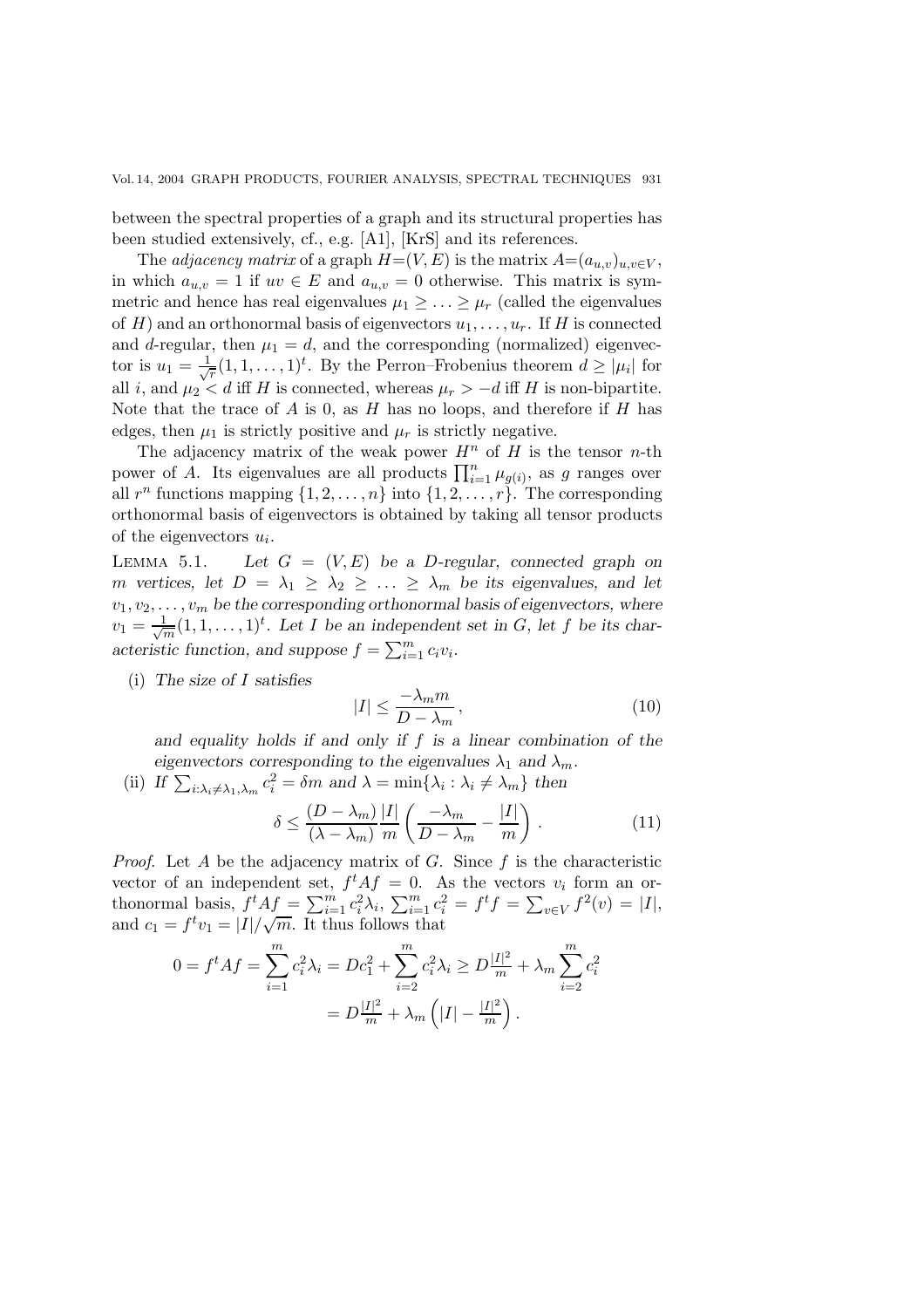between the spectral properties of a graph and its structural properties has been studied extensively, cf., e.g. [A1], [KrS] and its references.

The *adjacency matrix* of a graph $H=(V,E)$ is the matrix $A=(a_{u,v})_{u,v\in V}$, in which $a_{u,v}=1$ if $uv \in E$ and $a_{u,v}=0$ otherwise. This matrix is symmetric and hence has real eigenvalues $\mu_1 \geq \ldots \geq \mu_r$ (called the eigenvalues of $H$) and an orthonormal basis of eigenvectors $u_1,\ldots,u_r$. If $H$ is connected and $d$-regular, then $\mu_1 = d$, and the corresponding (normalized) eigenvector is $u_1 = \frac{1}{\sqrt{r}}(1,1,\ldots,1)^t$. By the Perron–Frobenius theorem $d \geq |\mu_i|$ for all $i$, and $\mu_2 < d$ iff $H$ is connected, whereas $\mu_r > -d$ iff $H$ is non-bipartite. Note that the trace of $A$ is 0, as $H$ has no loops, and therefore if $H$ has edges, then $\mu_1$ is strictly positive and $\mu_r$ is strictly negative.

The adjacency matrix of the weak power $H^n$ of $H$ is the tensor $n$-th power of $A$. Its eigenvalues are all products $\prod_{i=1}^n \mu_{g(i)}$, as $g$ ranges over all $r^n$ functions mapping $\{1,2,\ldots,n\}$ into $\{1,2,\ldots,r\}$. The corresponding orthonormal basis of eigenvectors is obtained by taking all tensor products of the eigenvectors $u_i$.

Lemma 5.1. *Let $G=(V,E)$ be a $D$-regular, connected graph on $m$ vertices, let $D=\lambda_1 \geq \lambda_2 \geq \ldots \geq \lambda_m$ be its eigenvalues, and let $v_1,v_2,\ldots,v_m$ be the corresponding orthonormal basis of eigenvectors, where $v_1 = \frac{1}{\sqrt{m}}(1,1,\ldots,1)^t$. Let $I$ be an independent set in $G$, let $f$ be its characteristic function, and suppose $f=\sum_{i=1}^m c_i v_i$.*

(i) *The size of $I$ satisfies*
$$|I| \leq \frac{-\lambda_m m}{D-\lambda_m}\,, \tag{10}$$
*and equality holds if and only if $f$ is a linear combination of the eigenvectors corresponding to the eigenvalues $\lambda_1$ and $\lambda_m$.*

(ii) *If $\sum_{i:\lambda_i\neq\lambda_1,\lambda_m} c_i^2 = \delta m$ and $\lambda = \min\{\lambda_i : \lambda_i \neq \lambda_m\}$ then*
$$\delta \leq \frac{(D-\lambda_m)}{(\lambda-\lambda_m)}\frac{|I|}{m}\left(\frac{-\lambda_m}{D-\lambda_m} - \frac{|I|}{m}\right). \tag{11}$$

*Proof.* Let $A$ be the adjacency matrix of $G$. Since $f$ is the characteristic vector of an independent set, $f^tAf=0$. As the vectors $v_i$ form an orthonormal basis, $f^tAf = \sum_{i=1}^m c_i^2\lambda_i$, $\sum_{i=1}^m c_i^2 = f^tf = \sum_{v\in V} f^2(v) = |I|$, and $c_1 = f^tv_1 = |I|/\sqrt{m}$. It thus follows that

$$\begin{aligned} 0 = f^tAf = \sum_{i=1}^m c_i^2\lambda_i = Dc_1^2 + \sum_{i=2}^m c_i^2\lambda_i &\geq D\tfrac{|I|^2}{m} + \lambda_m \sum_{i=2}^m c_i^2 \\ &= D\tfrac{|I|^2}{m} + \lambda_m\left(|I| - \tfrac{|I|^2}{m}\right). \end{aligned}$$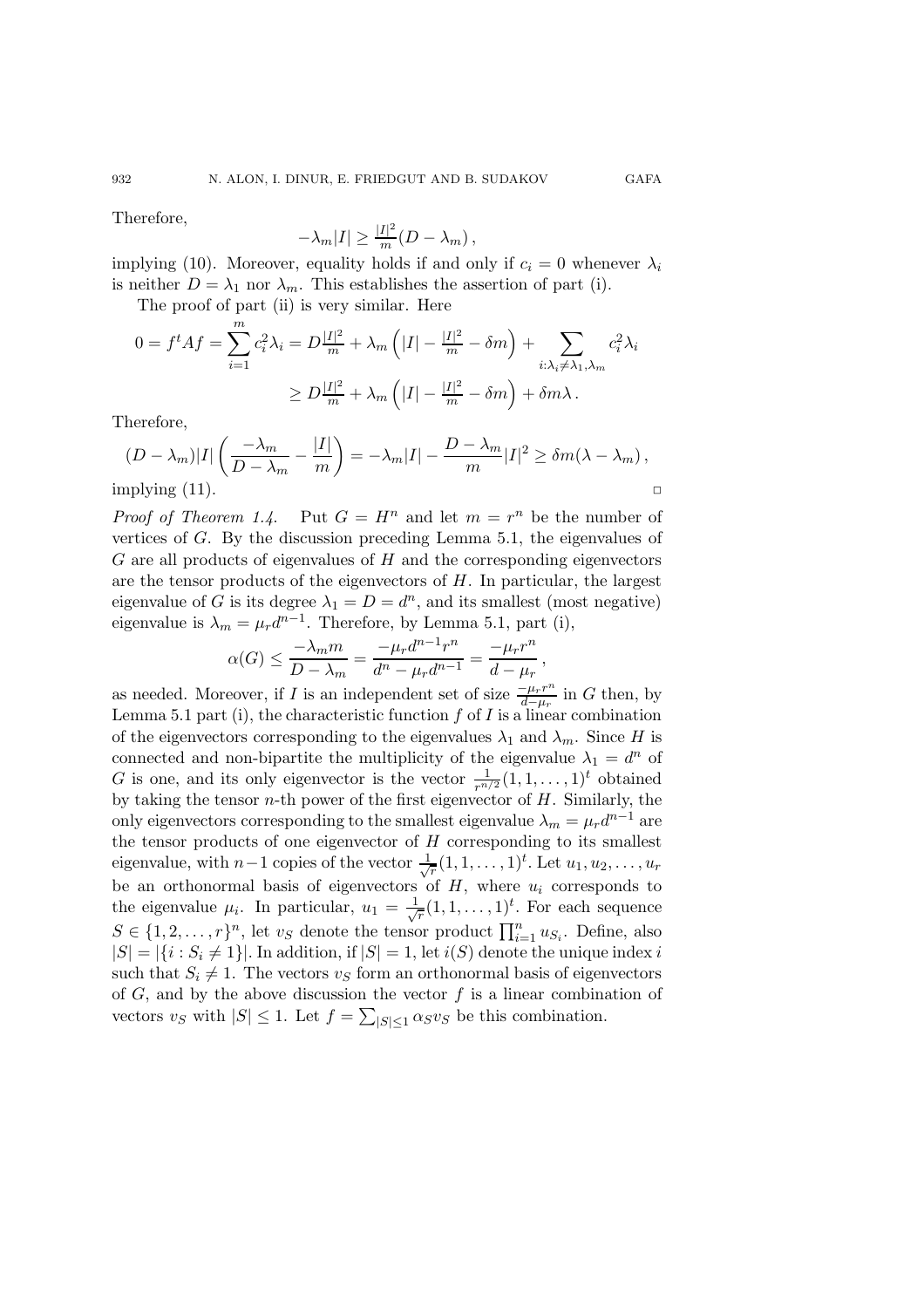Therefore,

$$-\lambda_m |I| \geq \tfrac{|I|^2}{m}(D - \lambda_m)\,,$$

implying (10). Moreover, equality holds if and only if $c_i = 0$ whenever $\lambda_i$ is neither $D = \lambda_1$ nor $\lambda_m$. This establishes the assertion of part (i).

The proof of part (ii) is very similar. Here

$$0 = f^t A f = \sum_{i=1}^{m} c_i^2 \lambda_i = D\tfrac{|I|^2}{m} + \lambda_m \left(|I| - \tfrac{|I|^2}{m} - \delta m\right) + \sum_{i:\lambda_i \neq \lambda_1, \lambda_m} c_i^2 \lambda_i$$

$$\geq D\tfrac{|I|^2}{m} + \lambda_m \left(|I| - \tfrac{|I|^2}{m} - \delta m\right) + \delta m \lambda\,.$$

Therefore,

$$(D - \lambda_m)|I| \left(\frac{-\lambda_m}{D - \lambda_m} - \frac{|I|}{m}\right) = -\lambda_m |I| - \frac{D - \lambda_m}{m}|I|^2 \geq \delta m(\lambda - \lambda_m)\,,$$

implying (11). □

*Proof of Theorem 1.4.* Put $G = H^n$ and let $m = r^n$ be the number of vertices of $G$. By the discussion preceding Lemma 5.1, the eigenvalues of $G$ are all products of eigenvalues of $H$ and the corresponding eigenvectors are the tensor products of the eigenvectors of $H$. In particular, the largest eigenvalue of $G$ is its degree $\lambda_1 = D = d^n$, and its smallest (most negative) eigenvalue is $\lambda_m = \mu_r d^{n-1}$. Therefore, by Lemma 5.1, part (i),

$$\alpha(G) \leq \frac{-\lambda_m m}{D - \lambda_m} = \frac{-\mu_r d^{n-1} r^n}{d^n - \mu_r d^{n-1}} = \frac{-\mu_r r^n}{d - \mu_r}\,,$$

as needed. Moreover, if $I$ is an independent set of size $\frac{-\mu_r r^n}{d-\mu_r}$ in $G$ then, by Lemma 5.1 part (i), the characteristic function $f$ of $I$ is a linear combination of the eigenvectors corresponding to the eigenvalues $\lambda_1$ and $\lambda_m$. Since $H$ is connected and non-bipartite the multiplicity of the eigenvalue $\lambda_1 = d^n$ of $G$ is one, and its only eigenvector is the vector $\frac{1}{r^{n/2}}(1, 1, \ldots, 1)^t$ obtained by taking the tensor $n$-th power of the first eigenvector of $H$. Similarly, the only eigenvectors corresponding to the smallest eigenvalue $\lambda_m = \mu_r d^{n-1}$ are the tensor products of one eigenvector of $H$ corresponding to its smallest eigenvalue, with $n-1$ copies of the vector $\frac{1}{\sqrt{r}}(1, 1, \ldots, 1)^t$. Let $u_1, u_2, \ldots, u_r$ be an orthonormal basis of eigenvectors of $H$, where $u_i$ corresponds to the eigenvalue $\mu_i$. In particular, $u_1 = \frac{1}{\sqrt{r}}(1, 1, \ldots, 1)^t$. For each sequence $S \in \{1, 2, \ldots, r\}^n$, let $v_S$ denote the tensor product $\prod_{i=1}^{n} u_{S_i}$. Define, also $|S| = |\{i : S_i \neq 1\}|$. In addition, if $|S| = 1$, let $i(S)$ denote the unique index $i$ such that $S_i \neq 1$. The vectors $v_S$ form an orthonormal basis of eigenvectors of $G$, and by the above discussion the vector $f$ is a linear combination of vectors $v_S$ with $|S| \leq 1$. Let $f = \sum_{|S| \leq 1} \alpha_S v_S$ be this combination.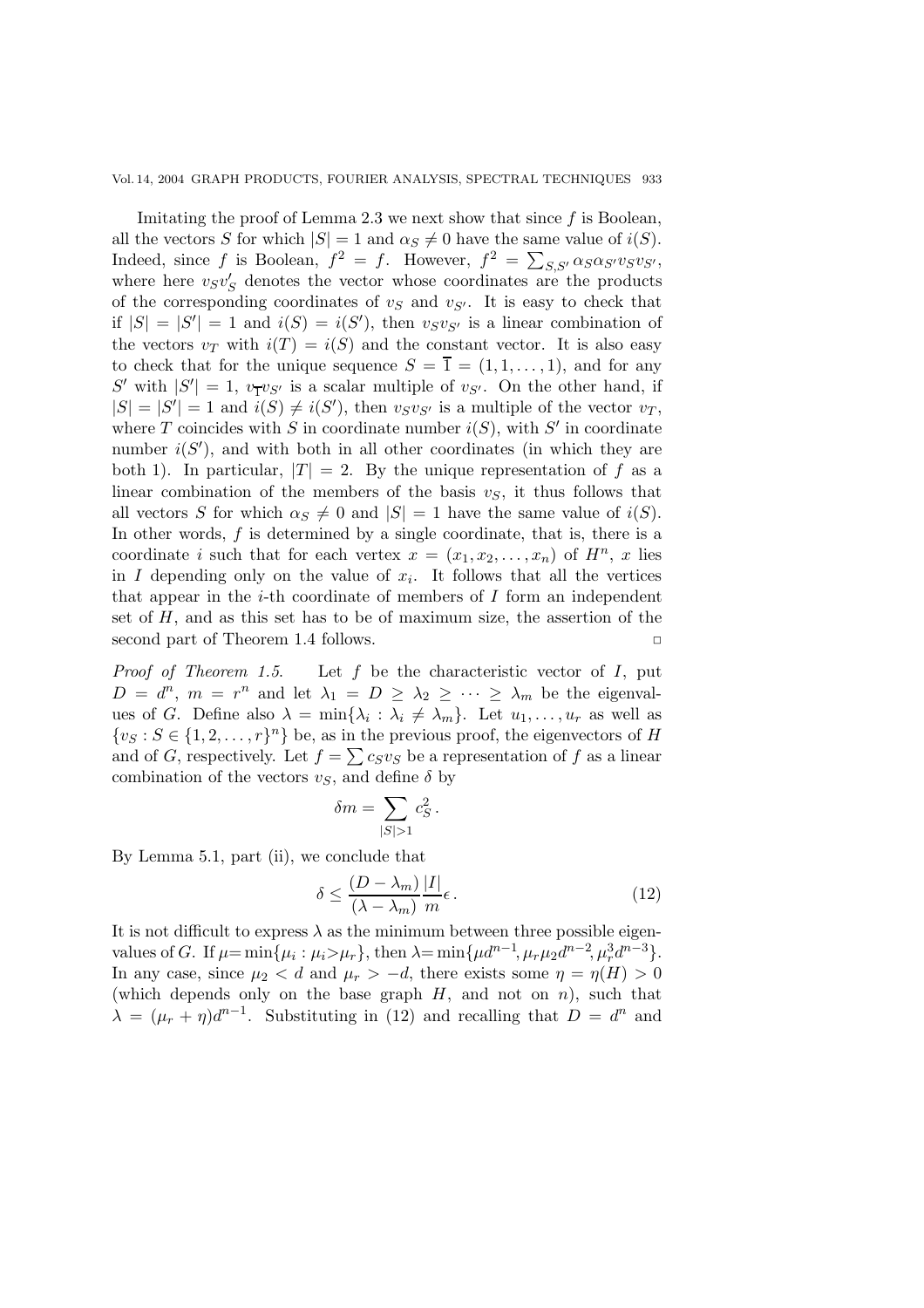Imitating the proof of Lemma 2.3 we next show that since $f$ is Boolean, all the vectors $S$ for which $|S| = 1$ and $\alpha_S \neq 0$ have the same value of $i(S)$. Indeed, since $f$ is Boolean, $f^2 = f$. However, $f^2 = \sum_{S,S'} \alpha_S \alpha_{S'} v_S v_{S'}$, where here $v_S v'_S$ denotes the vector whose coordinates are the products of the corresponding coordinates of $v_S$ and $v_{S'}$. It is easy to check that if $|S| = |S'| = 1$ and $i(S) = i(S')$, then $v_S v_{S'}$ is a linear combination of the vectors $v_T$ with $i(T) = i(S)$ and the constant vector. It is also easy to check that for the unique sequence $S = \overline{1} = (1, 1, \ldots, 1)$, and for any $S'$ with $|S'| = 1$, $v_{\overline{1}} v_{S'}$ is a scalar multiple of $v_{S'}$. On the other hand, if $|S| = |S'| = 1$ and $i(S) \neq i(S')$, then $v_S v_{S'}$ is a multiple of the vector $v_T$, where $T$ coincides with $S$ in coordinate number $i(S)$, with $S'$ in coordinate number $i(S')$, and with both in all other coordinates (in which they are both 1). In particular, $|T| = 2$. By the unique representation of $f$ as a linear combination of the members of the basis $v_S$, it thus follows that all vectors $S$ for which $\alpha_S \neq 0$ and $|S| = 1$ have the same value of $i(S)$. In other words, $f$ is determined by a single coordinate, that is, there is a coordinate $i$ such that for each vertex $x = (x_1, x_2, \ldots, x_n)$ of $H^n$, $x$ lies in $I$ depending only on the value of $x_i$. It follows that all the vertices that appear in the $i$-th coordinate of members of $I$ form an independent set of $H$, and as this set has to be of maximum size, the assertion of the second part of Theorem 1.4 follows. ◻

*Proof of Theorem 1.5.* Let $f$ be the characteristic vector of $I$, put $D = d^n$, $m = r^n$ and let $\lambda_1 = D \geq \lambda_2 \geq \cdots \geq \lambda_m$ be the eigenvalues of $G$. Define also $\lambda = \min\{\lambda_i : \lambda_i \neq \lambda_m\}$. Let $u_1, \ldots, u_r$ as well as $\{v_S : S \in \{1, 2, \ldots, r\}^n\}$ be, as in the previous proof, the eigenvectors of $H$ and of $G$, respectively. Let $f = \sum c_S v_S$ be a representation of $f$ as a linear combination of the vectors $v_S$, and define $\delta$ by

$$\delta m = \sum_{|S|>1} c_S^2 \,.$$

By Lemma 5.1, part (ii), we conclude that

$$\delta \leq \frac{(D - \lambda_m)}{(\lambda - \lambda_m)} \frac{|I|}{m} \epsilon \,. \tag{12}$$

It is not difficult to express $\lambda$ as the minimum between three possible eigenvalues of $G$. If $\mu = \min\{\mu_i : \mu_i > \mu_r\}$, then $\lambda = \min\{\mu d^{n-1}, \mu_r \mu_2 d^{n-2}, \mu_r^3 d^{n-3}\}$. In any case, since $\mu_2 < d$ and $\mu_r > -d$, there exists some $\eta = \eta(H) > 0$ (which depends only on the base graph $H$, and not on $n$), such that $\lambda = (\mu_r + \eta) d^{n-1}$. Substituting in (12) and recalling that $D = d^n$ and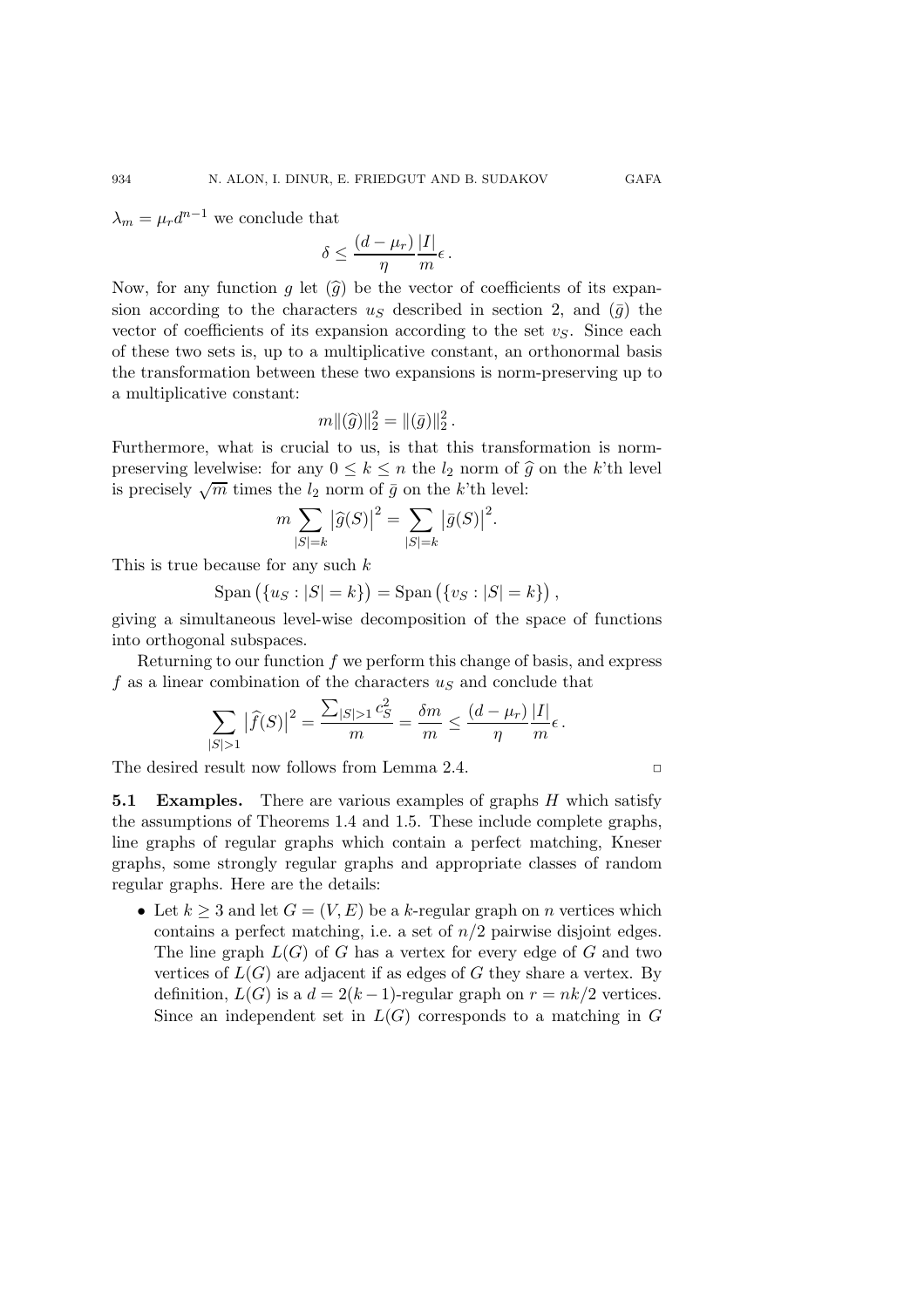$\lambda_m = \mu_r d^{n-1}$ we conclude that

$$\delta \leq \frac{(d-\mu_r)}{\eta} \frac{|I|}{m} \epsilon .$$

Now, for any function $g$ let $(\widehat{g})$ be the vector of coefficients of its expansion according to the characters $u_S$ described in section 2, and $(\bar{g})$ the vector of coefficients of its expansion according to the set $v_S$. Since each of these two sets is, up to a multiplicative constant, an orthonormal basis the transformation between these two expansions is norm-preserving up to a multiplicative constant:

$$m \|(\widehat{g})\|_2^2 = \|(\bar{g})\|_2^2 .$$

Furthermore, what is crucial to us, is that this transformation is norm-preserving levelwise: for any $0 \leq k \leq n$ the $l_2$ norm of $\widehat{g}$ on the $k$'th level is precisely $\sqrt{m}$ times the $l_2$ norm of $\bar{g}$ on the $k$'th level:

$$m \sum_{|S|=k} \left|\widehat{g}(S)\right|^2 = \sum_{|S|=k} \left|\bar{g}(S)\right|^2 .$$

This is true because for any such $k$

$$\operatorname{Span}\left(\{u_S : |S| = k\}\right) = \operatorname{Span}\left(\{v_S : |S| = k\}\right),$$

giving a simultaneous level-wise decomposition of the space of functions into orthogonal subspaces.

Returning to our function $f$ we perform this change of basis, and express $f$ as a linear combination of the characters $u_S$ and conclude that

$$\sum_{|S|>1} \left|\widehat{f}(S)\right|^2 = \frac{\sum_{|S|>1} c_S^2}{m} = \frac{\delta m}{m} \leq \frac{(d-\mu_r)}{\eta} \frac{|I|}{m} \epsilon .$$

The desired result now follows from Lemma 2.4. □

**5.1 Examples.** There are various examples of graphs $H$ which satisfy the assumptions of Theorems 1.4 and 1.5. These include complete graphs, line graphs of regular graphs which contain a perfect matching, Kneser graphs, some strongly regular graphs and appropriate classes of random regular graphs. Here are the details:

- Let $k \geq 3$ and let $G = (V, E)$ be a $k$-regular graph on $n$ vertices which contains a perfect matching, i.e. a set of $n/2$ pairwise disjoint edges. The line graph $L(G)$ of $G$ has a vertex for every edge of $G$ and two vertices of $L(G)$ are adjacent if as edges of $G$ they share a vertex. By definition, $L(G)$ is a $d = 2(k-1)$-regular graph on $r = nk/2$ vertices. Since an independent set in $L(G)$ corresponds to a matching in $G$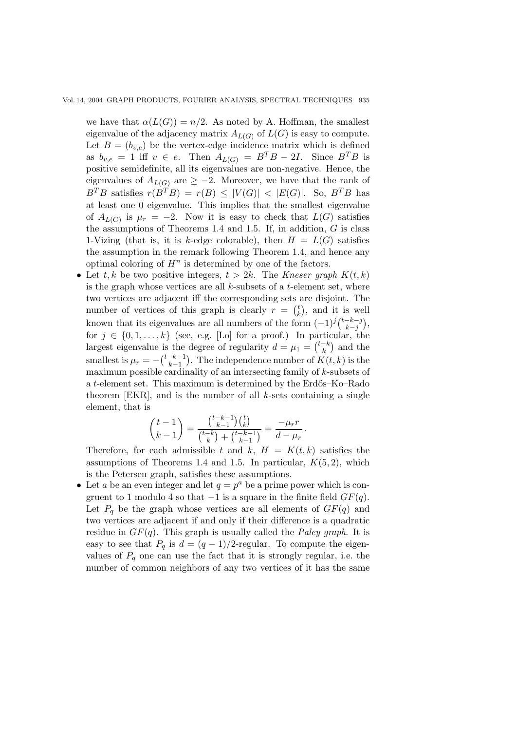we have that $\alpha(L(G)) = n/2$. As noted by A. Hoffman, the smallest eigenvalue of the adjacency matrix $A_{L(G)}$ of $L(G)$ is easy to compute. Let $B = (b_{v,e})$ be the vertex-edge incidence matrix which is defined as $b_{v,e} = 1$ iff $v \in e$. Then $A_{L(G)} = B^T B - 2I$. Since $B^T B$ is positive semidefinite, all its eigenvalues are non-negative. Hence, the eigenvalues of $A_{L(G)}$ are $\geq -2$. Moreover, we have that the rank of $B^T B$ satisfies $r(B^T B) = r(B) \leq |V(G)| < |E(G)|$. So, $B^T B$ has at least one 0 eigenvalue. This implies that the smallest eigenvalue of $A_{L(G)}$ is $\mu_r = -2$. Now it is easy to check that $L(G)$ satisfies the assumptions of Theorems 1.4 and 1.5. If, in addition, $G$ is class 1-Vizing (that is, it is $k$-edge colorable), then $H = L(G)$ satisfies the assumption in the remark following Theorem 1.4, and hence any optimal coloring of $H^n$ is determined by one of the factors.

- Let $t, k$ be two positive integers, $t > 2k$. The *Kneser graph* $K(t,k)$ is the graph whose vertices are all $k$-subsets of a $t$-element set, where two vertices are adjacent iff the corresponding sets are disjoint. The number of vertices of this graph is clearly $r = \binom{t}{k}$, and it is well known that its eigenvalues are all numbers of the form $(-1)^j \binom{t-k-j}{k-j}$, for $j \in \{0, 1, \ldots, k\}$ (see, e.g. [Lo] for a proof.) In particular, the largest eigenvalue is the degree of regularity $d = \mu_1 = \binom{t-k}{k}$ and the smallest is $\mu_r = -\binom{t-k-1}{k-1}$. The independence number of $K(t,k)$ is the maximum possible cardinality of an intersecting family of $k$-subsets of a $t$-element set. This maximum is determined by the Erdős–Ko–Rado theorem [EKR], and is the number of all $k$-sets containing a single element, that is
$$\binom{t-1}{k-1} = \frac{\binom{t-k-1}{k-1}\binom{t}{k}}{\binom{t-k}{k} + \binom{t-k-1}{k-1}} = \frac{-\mu_r r}{d - \mu_r}.$$
Therefore, for each admissible $t$ and $k$, $H = K(t,k)$ satisfies the assumptions of Theorems 1.4 and 1.5. In particular, $K(5,2)$, which is the Petersen graph, satisfies these assumptions.
- Let $a$ be an even integer and let $q = p^a$ be a prime power which is congruent to 1 modulo 4 so that $-1$ is a square in the finite field $GF(q)$. Let $P_q$ be the graph whose vertices are all elements of $GF(q)$ and two vertices are adjacent if and only if their difference is a quadratic residue in $GF(q)$. This graph is usually called the *Paley graph*. It is easy to see that $P_q$ is $d = (q-1)/2$-regular. To compute the eigenvalues of $P_q$ one can use the fact that it is strongly regular, i.e. the number of common neighbors of any two vertices of it has the same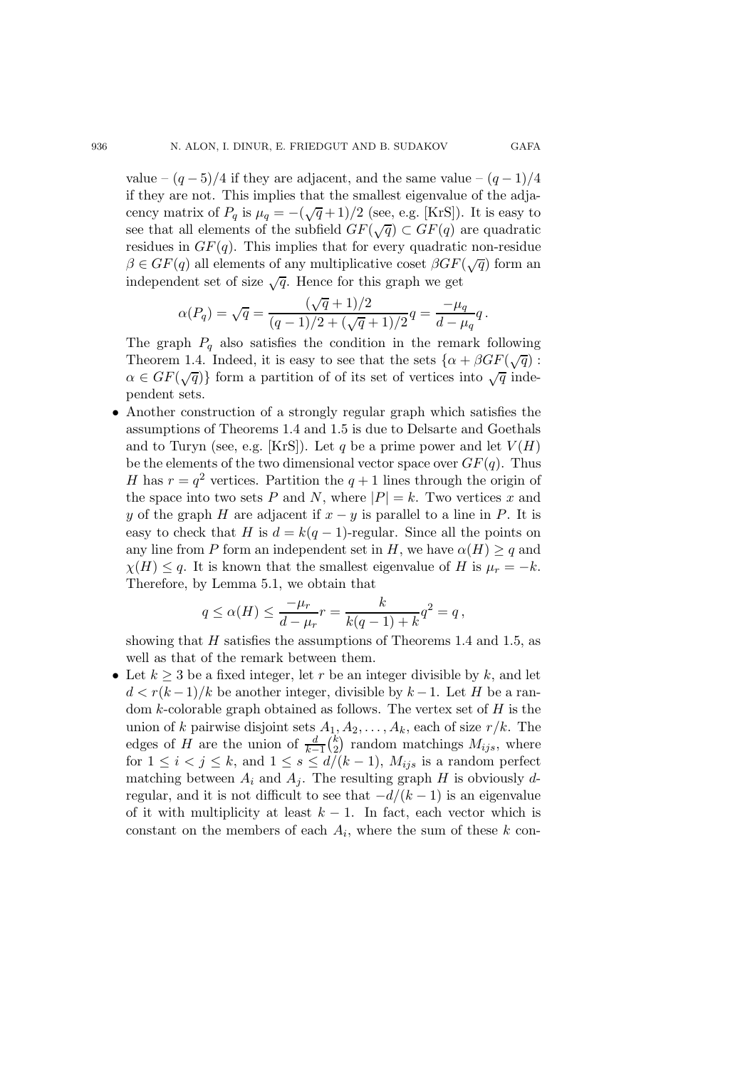value – $(q-5)/4$ if they are adjacent, and the same value – $(q-1)/4$ if they are not. This implies that the smallest eigenvalue of the adjacency matrix of $P_q$ is $\mu_q = -(\sqrt{q}+1)/2$ (see, e.g. [KrS]). It is easy to see that all elements of the subfield $GF(\sqrt{q}) \subset GF(q)$ are quadratic residues in $GF(q)$. This implies that for every quadratic non-residue $\beta \in GF(q)$ all elements of any multiplicative coset $\beta GF(\sqrt{q})$ form an independent set of size $\sqrt{q}$. Hence for this graph we get

$$\alpha(P_q) = \sqrt{q} = \frac{(\sqrt{q}+1)/2}{(q-1)/2 + (\sqrt{q}+1)/2} q = \frac{-\mu_q}{d-\mu_q} q\,.$$

The graph $P_q$ also satisfies the condition in the remark following Theorem 1.4. Indeed, it is easy to see that the sets $\{\alpha + \beta GF(\sqrt{q}) : \alpha \in GF(\sqrt{q})\}$ form a partition of of its set of vertices into $\sqrt{q}$ independent sets.

- Another construction of a strongly regular graph which satisfies the assumptions of Theorems 1.4 and 1.5 is due to Delsarte and Goethals and to Turyn (see, e.g. [KrS]). Let $q$ be a prime power and let $V(H)$ be the elements of the two dimensional vector space over $GF(q)$. Thus $H$ has $r = q^2$ vertices. Partition the $q+1$ lines through the origin of the space into two sets $P$ and $N$, where $|P| = k$. Two vertices $x$ and $y$ of the graph $H$ are adjacent if $x - y$ is parallel to a line in $P$. It is easy to check that $H$ is $d = k(q-1)$-regular. Since all the points on any line from $P$ form an independent set in $H$, we have $\alpha(H) \geq q$ and $\chi(H) \leq q$. It is known that the smallest eigenvalue of $H$ is $\mu_r = -k$. Therefore, by Lemma 5.1, we obtain that

$$q \leq \alpha(H) \leq \frac{-\mu_r}{d-\mu_r} r = \frac{k}{k(q-1)+k} q^2 = q\,,$$

showing that $H$ satisfies the assumptions of Theorems 1.4 and 1.5, as well as that of the remark between them.

- Let $k \geq 3$ be a fixed integer, let $r$ be an integer divisible by $k$, and let $d < r(k-1)/k$ be another integer, divisible by $k-1$. Let $H$ be a random $k$-colorable graph obtained as follows. The vertex set of $H$ is the union of $k$ pairwise disjoint sets $A_1, A_2, \ldots, A_k$, each of size $r/k$. The edges of $H$ are the union of $\frac{d}{k-1}\binom{k}{2}$ random matchings $M_{ijs}$, where for $1 \leq i < j \leq k$, and $1 \leq s \leq d/(k-1)$, $M_{ijs}$ is a random perfect matching between $A_i$ and $A_j$. The resulting graph $H$ is obviously $d$-regular, and it is not difficult to see that $-d/(k-1)$ is an eigenvalue of it with multiplicity at least $k-1$. In fact, each vector which is constant on the members of each $A_i$, where the sum of these $k$ con-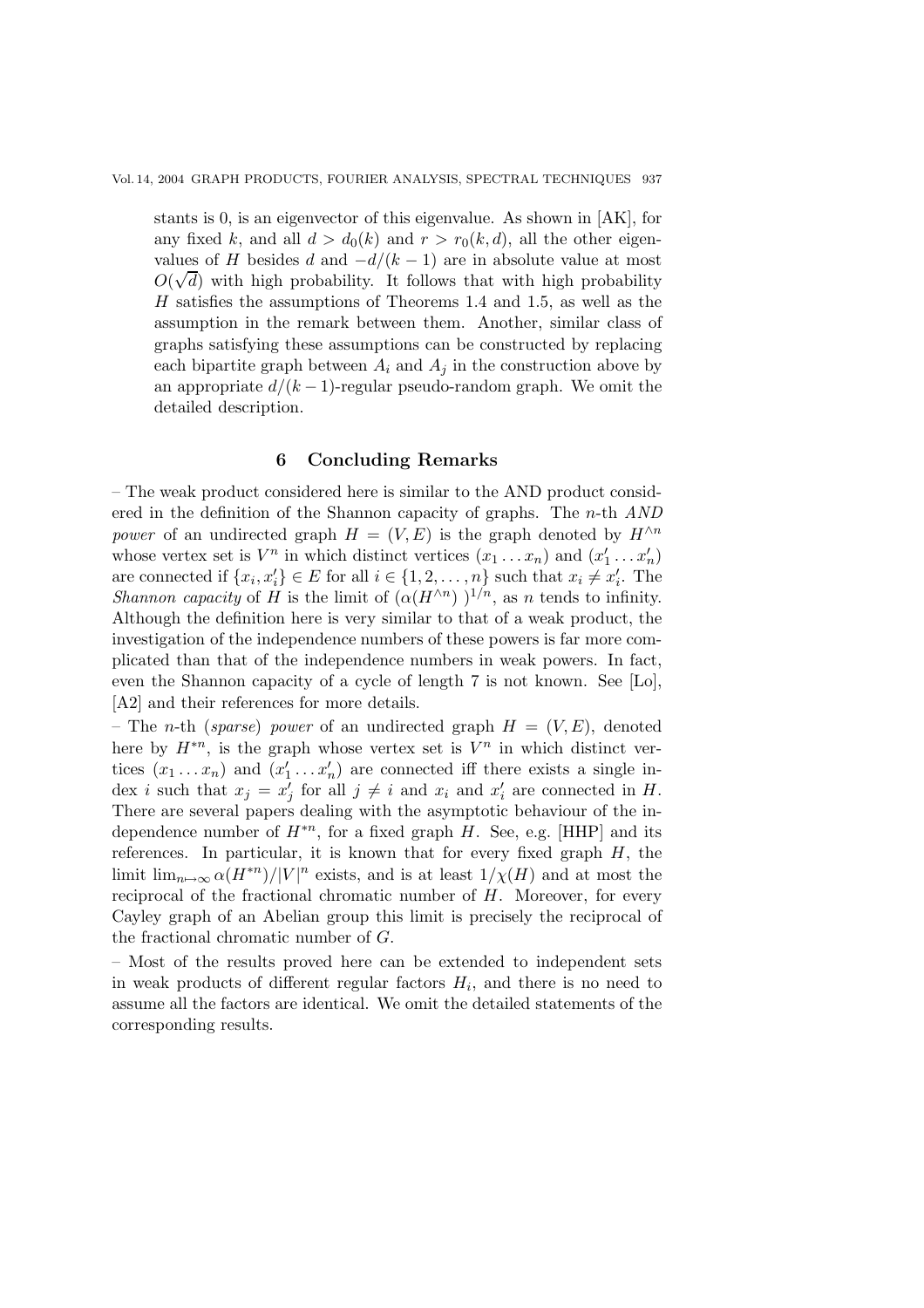stants is 0, is an eigenvector of this eigenvalue. As shown in [AK], for any fixed $k$, and all $d > d_0(k)$ and $r > r_0(k, d)$, all the other eigenvalues of $H$ besides $d$ and $-d/(k-1)$ are in absolute value at most $O(\sqrt{d})$ with high probability. It follows that with high probability $H$ satisfies the assumptions of Theorems 1.4 and 1.5, as well as the assumption in the remark between them. Another, similar class of graphs satisfying these assumptions can be constructed by replacing each bipartite graph between $A_i$ and $A_j$ in the construction above by an appropriate $d/(k-1)$-regular pseudo-random graph. We omit the detailed description.

## 6 Concluding Remarks

– The weak product considered here is similar to the AND product considered in the definition of the Shannon capacity of graphs. The $n$-th *AND power* of an undirected graph $H = (V, E)$ is the graph denoted by $H^{\wedge n}$ whose vertex set is $V^n$ in which distinct vertices $(x_1 \dots x_n)$ and $(x'_1 \dots x'_n)$ are connected if $\{x_i, x'_i\} \in E$ for all $i \in \{1, 2, \dots, n\}$ such that $x_i \neq x'_i$. The *Shannon capacity* of $H$ is the limit of $(\alpha(H^{\wedge n}))^{1/n}$, as $n$ tends to infinity. Although the definition here is very similar to that of a weak product, the investigation of the independence numbers of these powers is far more complicated than that of the independence numbers in weak powers. In fact, even the Shannon capacity of a cycle of length 7 is not known. See [Lo], [A2] and their references for more details.

– The $n$-th (*sparse*) *power* of an undirected graph $H = (V, E)$, denoted here by $H^{*n}$, is the graph whose vertex set is $V^n$ in which distinct vertices $(x_1 \dots x_n)$ and $(x'_1 \dots x'_n)$ are connected iff there exists a single index $i$ such that $x_j = x'_j$ for all $j \neq i$ and $x_i$ and $x'_i$ are connected in $H$. There are several papers dealing with the asymptotic behaviour of the independence number of $H^{*n}$, for a fixed graph $H$. See, e.g. [HHP] and its references. In particular, it is known that for every fixed graph $H$, the limit $\lim_{n \mapsto \infty} \alpha(H^{*n})/|V|^n$ exists, and is at least $1/\chi(H)$ and at most the reciprocal of the fractional chromatic number of $H$. Moreover, for every Cayley graph of an Abelian group this limit is precisely the reciprocal of the fractional chromatic number of $G$.

– Most of the results proved here can be extended to independent sets in weak products of different regular factors $H_i$, and there is no need to assume all the factors are identical. We omit the detailed statements of the corresponding results.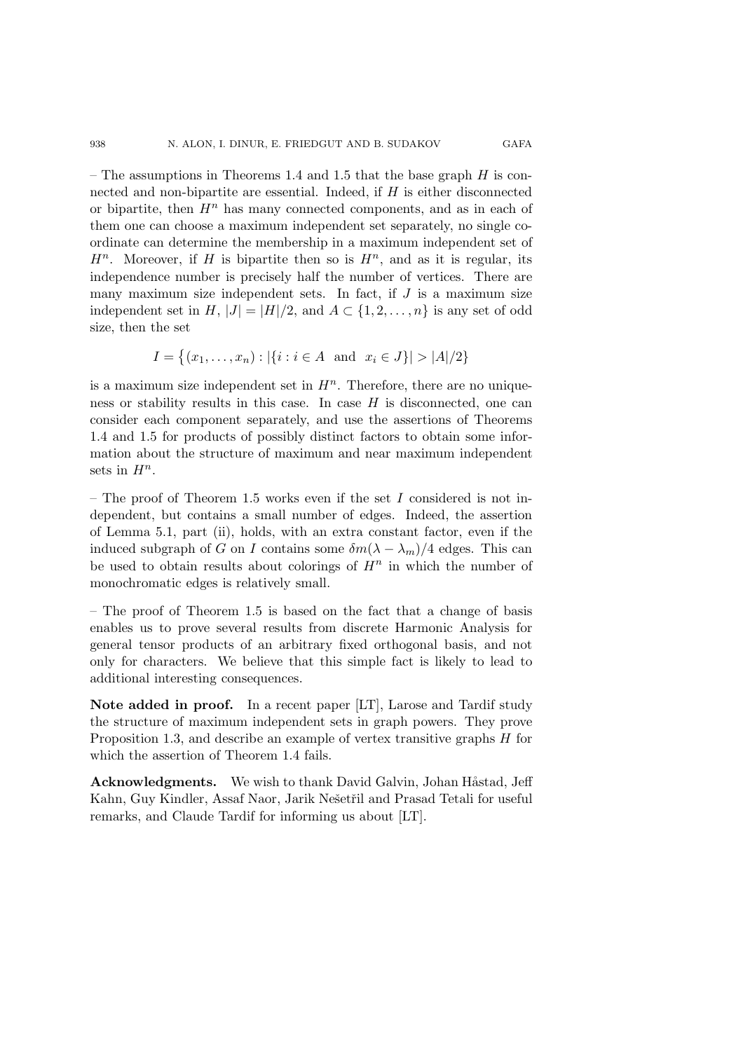– The assumptions in Theorems 1.4 and 1.5 that the base graph $H$ is connected and non-bipartite are essential. Indeed, if $H$ is either disconnected or bipartite, then $H^n$ has many connected components, and as in each of them one can choose a maximum independent set separately, no single coordinate can determine the membership in a maximum independent set of $H^n$. Moreover, if $H$ is bipartite then so is $H^n$, and as it is regular, its independence number is precisely half the number of vertices. There are many maximum size independent sets. In fact, if $J$ is a maximum size independent set in $H$, $|J| = |H|/2$, and $A \subset \{1, 2, \ldots, n\}$ is any set of odd size, then the set

$$I = \left\{(x_1, \ldots, x_n) : |\{i : i \in A \text{ and } x_i \in J\}| > |A|/2\right\}$$

is a maximum size independent set in $H^n$. Therefore, there are no uniqueness or stability results in this case. In case $H$ is disconnected, one can consider each component separately, and use the assertions of Theorems 1.4 and 1.5 for products of possibly distinct factors to obtain some information about the structure of maximum and near maximum independent sets in $H^n$.

– The proof of Theorem 1.5 works even if the set $I$ considered is not independent, but contains a small number of edges. Indeed, the assertion of Lemma 5.1, part (ii), holds, with an extra constant factor, even if the induced subgraph of $G$ on $I$ contains some $\delta m(\lambda - \lambda_m)/4$ edges. This can be used to obtain results about colorings of $H^n$ in which the number of monochromatic edges is relatively small.

– The proof of Theorem 1.5 is based on the fact that a change of basis enables us to prove several results from discrete Harmonic Analysis for general tensor products of an arbitrary fixed orthogonal basis, and not only for characters. We believe that this simple fact is likely to lead to additional interesting consequences.

**Note added in proof.** In a recent paper [LT], Larose and Tardif study the structure of maximum independent sets in graph powers. They prove Proposition 1.3, and describe an example of vertex transitive graphs $H$ for which the assertion of Theorem 1.4 fails.

**Acknowledgments.** We wish to thank David Galvin, Johan Håstad, Jeff Kahn, Guy Kindler, Assaf Naor, Jarik Nešetřil and Prasad Tetali for useful remarks, and Claude Tardif for informing us about [LT].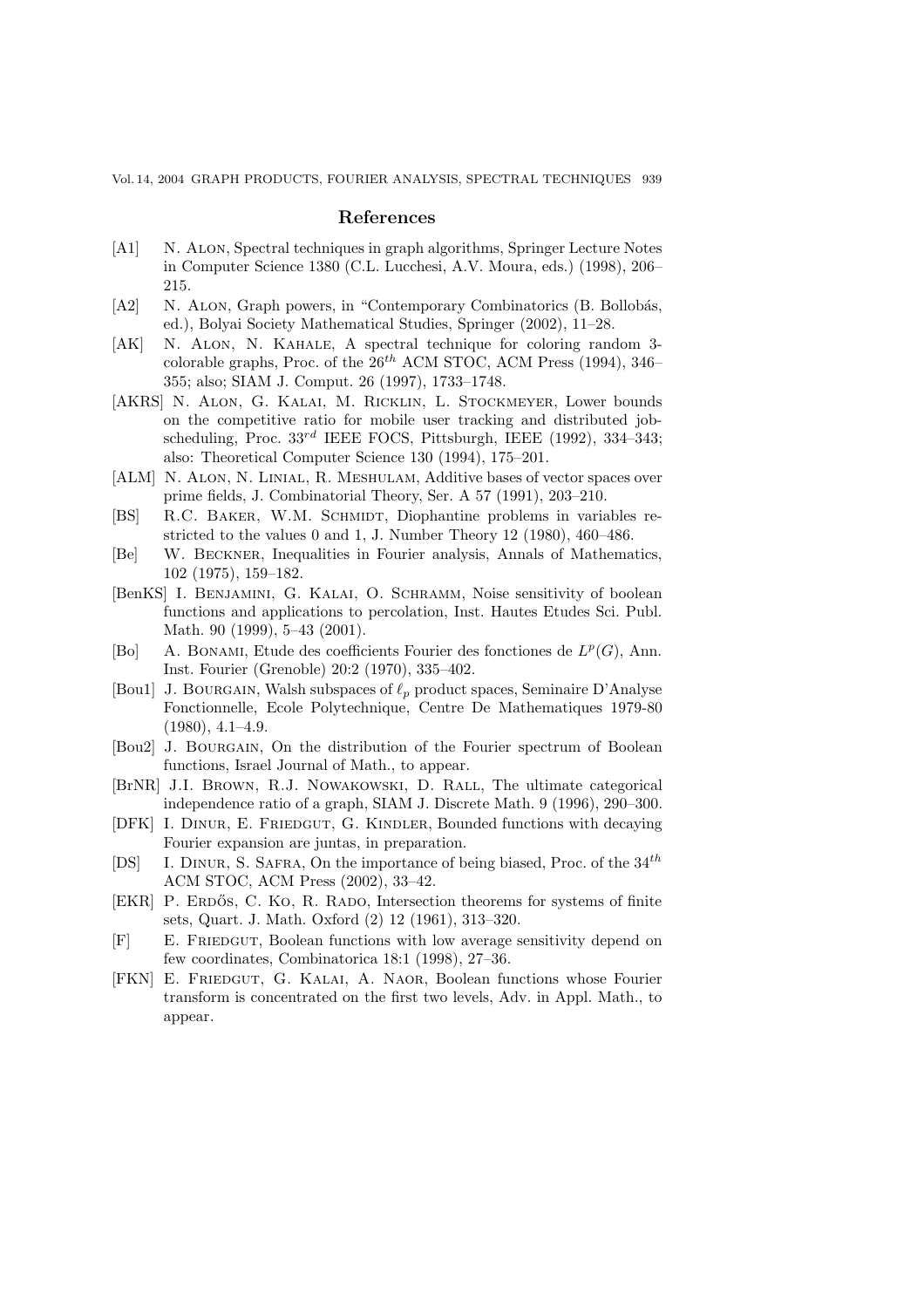## References

[A1] N. Alon, Spectral techniques in graph algorithms, Springer Lecture Notes in Computer Science 1380 (C.L. Lucchesi, A.V. Moura, eds.) (1998), 206–215.

[A2] N. Alon, Graph powers, in "Contemporary Combinatorics (B. Bollobás, ed.), Bolyai Society Mathematical Studies, Springer (2002), 11–28.

[AK] N. Alon, N. Kahale, A spectral technique for coloring random 3-colorable graphs, Proc. of the $26^{th}$ ACM STOC, ACM Press (1994), 346–355; also; SIAM J. Comput. 26 (1997), 1733–1748.

[AKRS] N. Alon, G. Kalai, M. Ricklin, L. Stockmeyer, Lower bounds on the competitive ratio for mobile user tracking and distributed job-scheduling, Proc. $33^{rd}$ IEEE FOCS, Pittsburgh, IEEE (1992), 334–343; also: Theoretical Computer Science 130 (1994), 175–201.

[ALM] N. Alon, N. Linial, R. Meshulam, Additive bases of vector spaces over prime fields, J. Combinatorial Theory, Ser. A 57 (1991), 203–210.

[BS] R.C. Baker, W.M. Schmidt, Diophantine problems in variables restricted to the values 0 and 1, J. Number Theory 12 (1980), 460–486.

[Be] W. Beckner, Inequalities in Fourier analysis, Annals of Mathematics, 102 (1975), 159–182.

[BenKS] I. Benjamini, G. Kalai, O. Schramm, Noise sensitivity of boolean functions and applications to percolation, Inst. Hautes Etudes Sci. Publ. Math. 90 (1999), 5–43 (2001).

[Bo] A. Bonami, Etude des coefficients Fourier des fonctiones de $L^p(G)$, Ann. Inst. Fourier (Grenoble) 20:2 (1970), 335–402.

[Bou1] J. Bourgain, Walsh subspaces of $\ell_p$ product spaces, Seminaire D'Analyse Fonctionnelle, Ecole Polytechnique, Centre De Mathematiques 1979-80 (1980), 4.1–4.9.

[Bou2] J. Bourgain, On the distribution of the Fourier spectrum of Boolean functions, Israel Journal of Math., to appear.

[BrNR] J.I. Brown, R.J. Nowakowski, D. Rall, The ultimate categorical independence ratio of a graph, SIAM J. Discrete Math. 9 (1996), 290–300.

[DFK] I. Dinur, E. Friedgut, G. Kindler, Bounded functions with decaying Fourier expansion are juntas, in preparation.

[DS] I. Dinur, S. Safra, On the importance of being biased, Proc. of the $34^{th}$ ACM STOC, ACM Press (2002), 33–42.

[EKR] P. Erdős, C. Ko, R. Rado, Intersection theorems for systems of finite sets, Quart. J. Math. Oxford (2) 12 (1961), 313–320.

[F] E. Friedgut, Boolean functions with low average sensitivity depend on few coordinates, Combinatorica 18:1 (1998), 27–36.

[FKN] E. Friedgut, G. Kalai, A. Naor, Boolean functions whose Fourier transform is concentrated on the first two levels, Adv. in Appl. Math., to appear.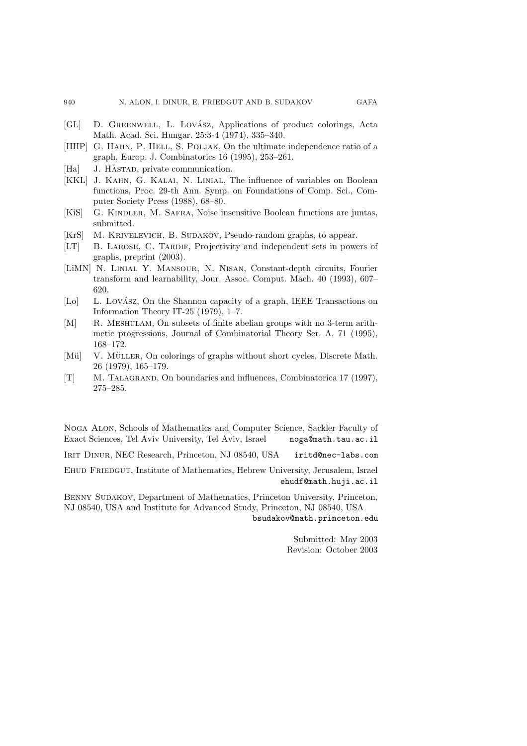[GL] D. Greenwell, L. Lovász, Applications of product colorings, Acta Math. Acad. Sci. Hungar. 25:3-4 (1974), 335–340.

[HHP] G. Hahn, P. Hell, S. Poljak, On the ultimate independence ratio of a graph, Europ. J. Combinatorics 16 (1995), 253–261.

[Ha] J. Håstad, private communication.

[KKL] J. Kahn, G. Kalai, N. Linial, The influence of variables on Boolean functions, Proc. 29-th Ann. Symp. on Foundations of Comp. Sci., Computer Society Press (1988), 68–80.

[KiS] G. Kindler, M. Safra, Noise insensitive Boolean functions are juntas, submitted.

[KrS] M. Krivelevich, B. Sudakov, Pseudo-random graphs, to appear.

[LT] B. Larose, C. Tardif, Projectivity and independent sets in powers of graphs, preprint (2003).

[LiMN] N. Linial Y. Mansour, N. Nisan, Constant-depth circuits, Fourier transform and learnability, Jour. Assoc. Comput. Mach. 40 (1993), 607–620.

[Lo] L. Lovász, On the Shannon capacity of a graph, IEEE Transactions on Information Theory IT-25 (1979), 1–7.

[M] R. Meshulam, On subsets of finite abelian groups with no 3-term arithmetic progressions, Journal of Combinatorial Theory Ser. A. 71 (1995), 168–172.

[Mü] V. Müller, On colorings of graphs without short cycles, Discrete Math. 26 (1979), 165–179.

[T] M. Talagrand, On boundaries and influences, Combinatorica 17 (1997), 275–285.

Noga Alon, Schools of Mathematics and Computer Science, Sackler Faculty of Exact Sciences, Tel Aviv University, Tel Aviv, Israel noga@math.tau.ac.il

Irit Dinur, NEC Research, Princeton, NJ 08540, USA iritd@nec-labs.com

Ehud Friedgut, Institute of Mathematics, Hebrew University, Jerusalem, Israel ehudf@math.huji.ac.il

Benny Sudakov, Department of Mathematics, Princeton University, Princeton, NJ 08540, USA and Institute for Advanced Study, Princeton, NJ 08540, USA bsudakov@math.princeton.edu

Submitted: May 2003
Revision: October 2003